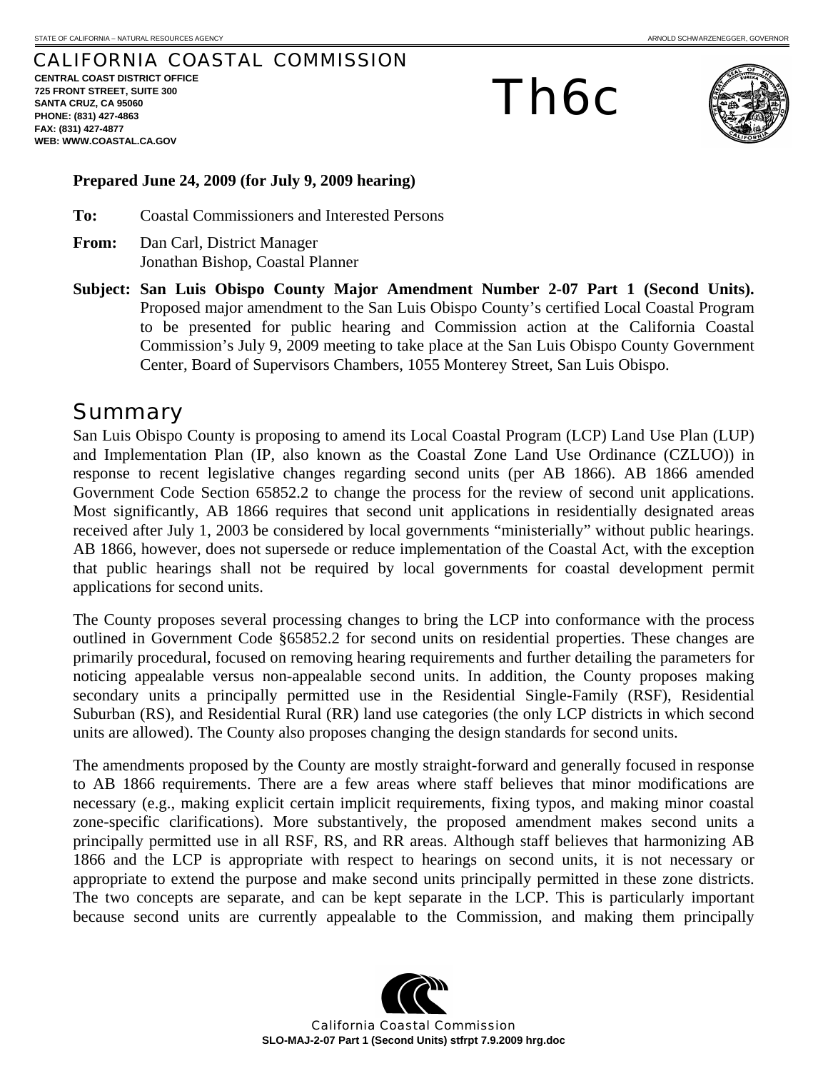# CALIFORNIA COASTAL COMMISSION

**CENTRAL COAST DISTRICT OFFICE**
**725 FRONT STREET, SUITE 300**
**SANTA CRUZ, CA 95060**
**PHONE: (831) 427-4863**
**FAX: (831) 427-4877**
**WEB: WWW.COASTAL.CA.GOV**

# Th6c

**Prepared June 24, 2009 (for July 9, 2009 hearing)**

**To:** Coastal Commissioners and Interested Persons

**From:** Dan Carl, District Manager
Jonathan Bishop, Coastal Planner

**Subject: San Luis Obispo County Major Amendment Number 2-07 Part 1 (Second Units).** Proposed major amendment to the San Luis Obispo County's certified Local Coastal Program to be presented for public hearing and Commission action at the California Coastal Commission's July 9, 2009 meeting to take place at the San Luis Obispo County Government Center, Board of Supervisors Chambers, 1055 Monterey Street, San Luis Obispo.

## Summary

San Luis Obispo County is proposing to amend its Local Coastal Program (LCP) Land Use Plan (LUP) and Implementation Plan (IP, also known as the Coastal Zone Land Use Ordinance (CZLUO)) in response to recent legislative changes regarding second units (per AB 1866). AB 1866 amended Government Code Section 65852.2 to change the process for the review of second unit applications. Most significantly, AB 1866 requires that second unit applications in residentially designated areas received after July 1, 2003 be considered by local governments "ministerially" without public hearings. AB 1866, however, does not supersede or reduce implementation of the Coastal Act, with the exception that public hearings shall not be required by local governments for coastal development permit applications for second units.

The County proposes several processing changes to bring the LCP into conformance with the process outlined in Government Code §65852.2 for second units on residential properties. These changes are primarily procedural, focused on removing hearing requirements and further detailing the parameters for noticing appealable versus non-appealable second units. In addition, the County proposes making secondary units a principally permitted use in the Residential Single-Family (RSF), Residential Suburban (RS), and Residential Rural (RR) land use categories (the only LCP districts in which second units are allowed). The County also proposes changing the design standards for second units.

The amendments proposed by the County are mostly straight-forward and generally focused in response to AB 1866 requirements. There are a few areas where staff believes that minor modifications are necessary (e.g., making explicit certain implicit requirements, fixing typos, and making minor coastal zone-specific clarifications). More substantively, the proposed amendment makes second units a principally permitted use in all RSF, RS, and RR areas. Although staff believes that harmonizing AB 1866 and the LCP is appropriate with respect to hearings on second units, it is not necessary or appropriate to extend the purpose and make second units principally permitted in these zone districts. The two concepts are separate, and can be kept separate in the LCP. This is particularly important because second units are currently appealable to the Commission, and making them principally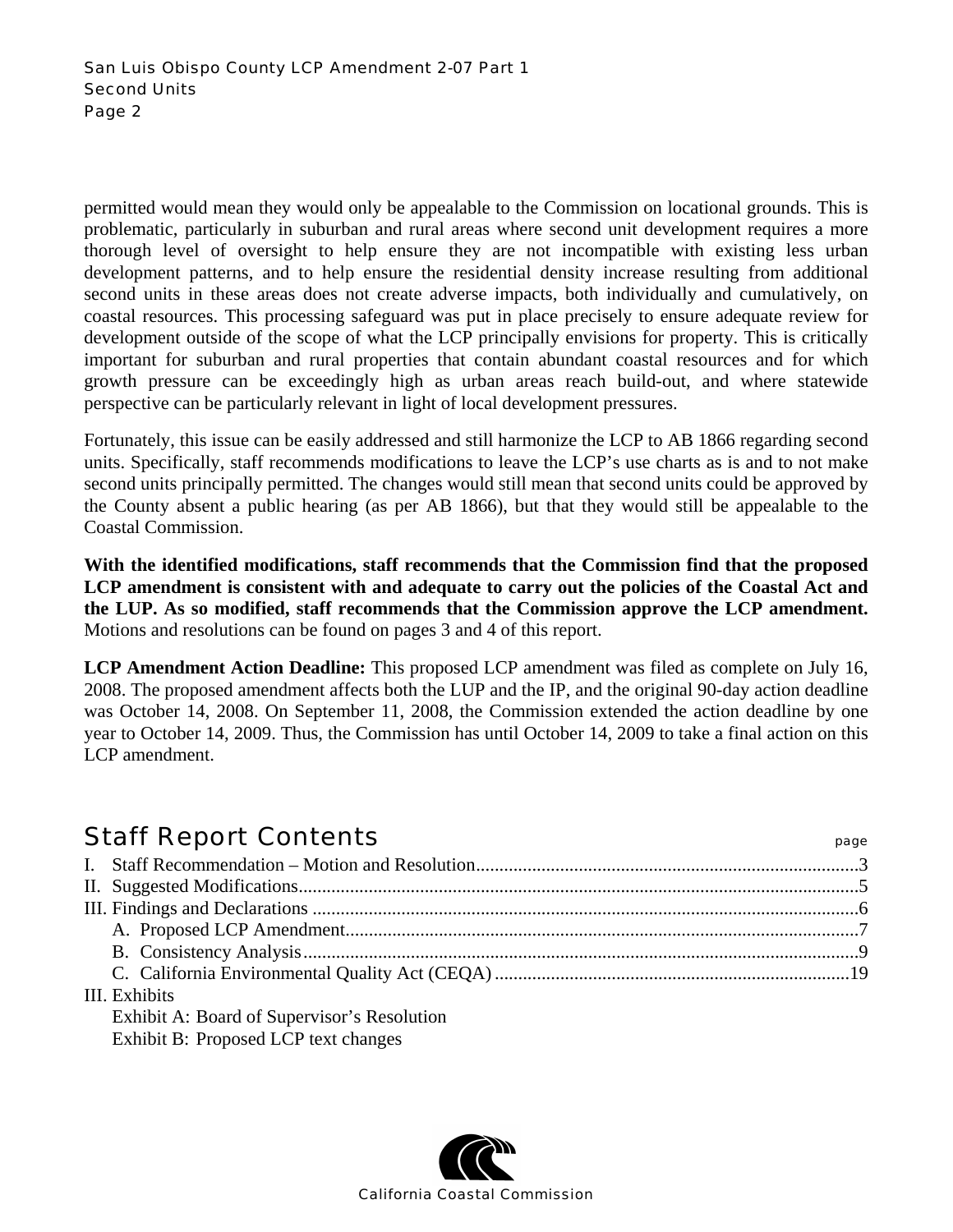permitted would mean they would only be appealable to the Commission on locational grounds. This is problematic, particularly in suburban and rural areas where second unit development requires a more thorough level of oversight to help ensure they are not incompatible with existing less urban development patterns, and to help ensure the residential density increase resulting from additional second units in these areas does not create adverse impacts, both individually and cumulatively, on coastal resources. This processing safeguard was put in place precisely to ensure adequate review for development outside of the scope of what the LCP principally envisions for property. This is critically important for suburban and rural properties that contain abundant coastal resources and for which growth pressure can be exceedingly high as urban areas reach build-out, and where statewide perspective can be particularly relevant in light of local development pressures.

Fortunately, this issue can be easily addressed and still harmonize the LCP to AB 1866 regarding second units. Specifically, staff recommends modifications to leave the LCP's use charts as is and to not make second units principally permitted. The changes would still mean that second units could be approved by the County absent a public hearing (as per AB 1866), but that they would still be appealable to the Coastal Commission.

**With the identified modifications, staff recommends that the Commission find that the proposed LCP amendment is consistent with and adequate to carry out the policies of the Coastal Act and the LUP. As so modified, staff recommends that the Commission approve the LCP amendment.** Motions and resolutions can be found on pages 3 and 4 of this report.

**LCP Amendment Action Deadline:** This proposed LCP amendment was filed as complete on July 16, 2008. The proposed amendment affects both the LUP and the IP, and the original 90-day action deadline was October 14, 2008. On September 11, 2008, the Commission extended the action deadline by one year to October 14, 2009. Thus, the Commission has until October 14, 2009 to take a final action on this LCP amendment.

## Staff Report Contents

| | page |
|---|---|
| I. Staff Recommendation – Motion and Resolution | 3 |
| II. Suggested Modifications | 5 |
| III. Findings and Declarations | 6 |
| A. Proposed LCP Amendment | 7 |
| B. Consistency Analysis | 9 |
| C. California Environmental Quality Act (CEQA) | 19 |
| III. Exhibits | |
| Exhibit A: Board of Supervisor's Resolution | |
| Exhibit B: Proposed LCP text changes | |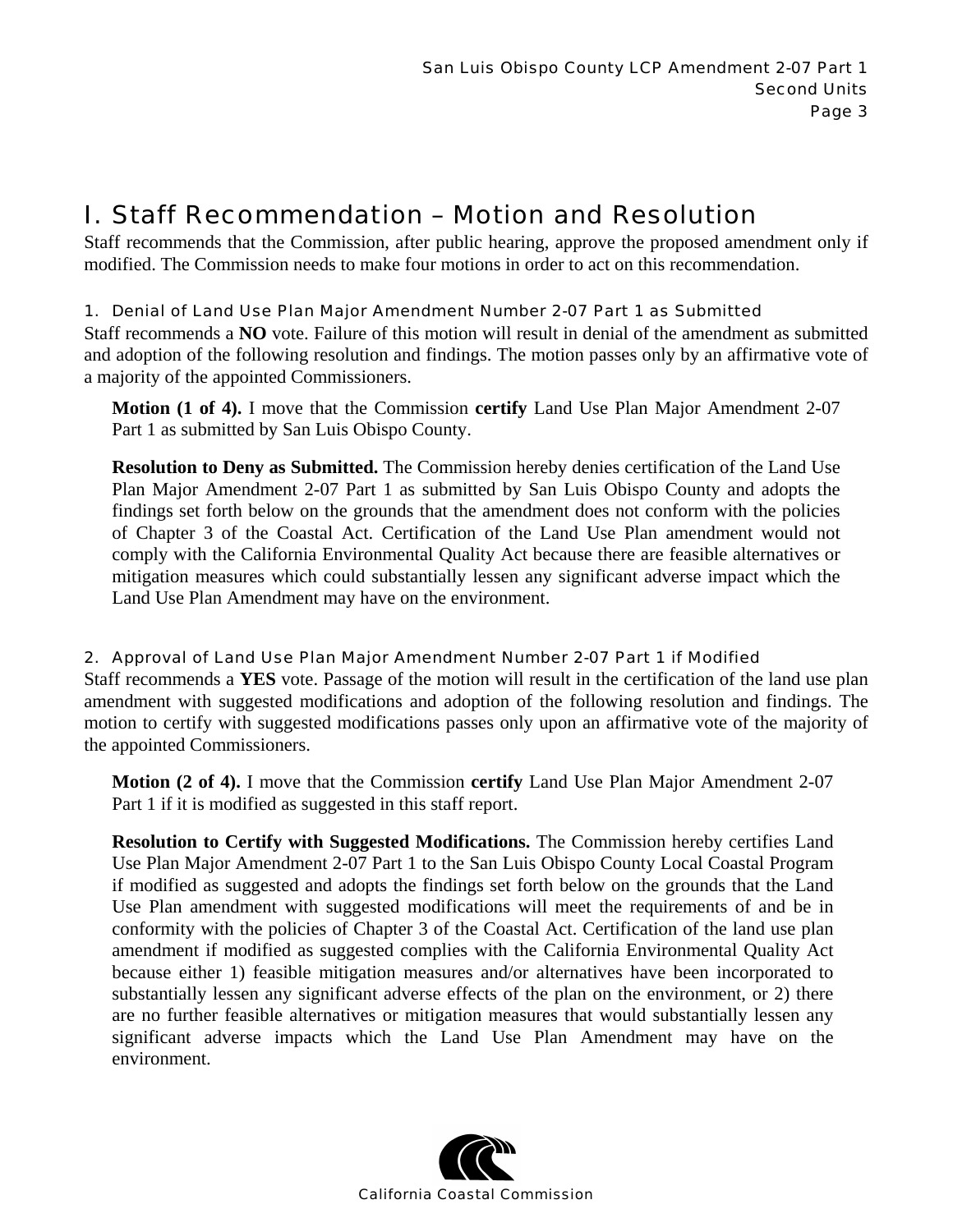# I. Staff Recommendation – Motion and Resolution

Staff recommends that the Commission, after public hearing, approve the proposed amendment only if modified. The Commission needs to make four motions in order to act on this recommendation.

### 1. Denial of Land Use Plan Major Amendment Number 2-07 Part 1 as Submitted

Staff recommends a **NO** vote. Failure of this motion will result in denial of the amendment as submitted and adoption of the following resolution and findings. The motion passes only by an affirmative vote of a majority of the appointed Commissioners.

> **Motion (1 of 4).** I move that the Commission **certify** Land Use Plan Major Amendment 2-07 Part 1 as submitted by San Luis Obispo County.
>
> **Resolution to Deny as Submitted.** The Commission hereby denies certification of the Land Use Plan Major Amendment 2-07 Part 1 as submitted by San Luis Obispo County and adopts the findings set forth below on the grounds that the amendment does not conform with the policies of Chapter 3 of the Coastal Act. Certification of the Land Use Plan amendment would not comply with the California Environmental Quality Act because there are feasible alternatives or mitigation measures which could substantially lessen any significant adverse impact which the Land Use Plan Amendment may have on the environment.

### 2. Approval of Land Use Plan Major Amendment Number 2-07 Part 1 if Modified

Staff recommends a **YES** vote. Passage of the motion will result in the certification of the land use plan amendment with suggested modifications and adoption of the following resolution and findings. The motion to certify with suggested modifications passes only upon an affirmative vote of the majority of the appointed Commissioners.

> **Motion (2 of 4).** I move that the Commission **certify** Land Use Plan Major Amendment 2-07 Part 1 if it is modified as suggested in this staff report.
>
> **Resolution to Certify with Suggested Modifications.** The Commission hereby certifies Land Use Plan Major Amendment 2-07 Part 1 to the San Luis Obispo County Local Coastal Program if modified as suggested and adopts the findings set forth below on the grounds that the Land Use Plan amendment with suggested modifications will meet the requirements of and be in conformity with the policies of Chapter 3 of the Coastal Act. Certification of the land use plan amendment if modified as suggested complies with the California Environmental Quality Act because either 1) feasible mitigation measures and/or alternatives have been incorporated to substantially lessen any significant adverse effects of the plan on the environment, or 2) there are no further feasible alternatives or mitigation measures that would substantially lessen any significant adverse impacts which the Land Use Plan Amendment may have on the environment.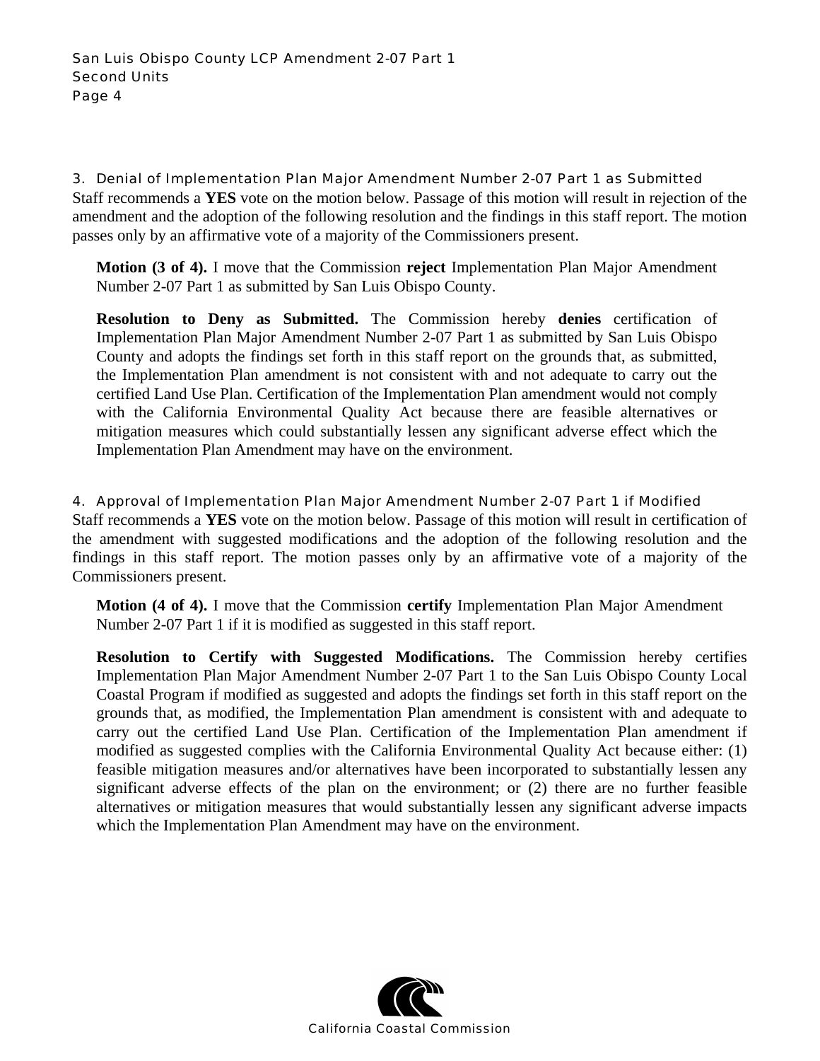### 3. Denial of Implementation Plan Major Amendment Number 2-07 Part 1 as Submitted

Staff recommends a **YES** vote on the motion below. Passage of this motion will result in rejection of the amendment and the adoption of the following resolution and the findings in this staff report. The motion passes only by an affirmative vote of a majority of the Commissioners present.

> **Motion (3 of 4).** I move that the Commission **reject** Implementation Plan Major Amendment Number 2-07 Part 1 as submitted by San Luis Obispo County.
>
> **Resolution to Deny as Submitted.** The Commission hereby **denies** certification of Implementation Plan Major Amendment Number 2-07 Part 1 as submitted by San Luis Obispo County and adopts the findings set forth in this staff report on the grounds that, as submitted, the Implementation Plan amendment is not consistent with and not adequate to carry out the certified Land Use Plan. Certification of the Implementation Plan amendment would not comply with the California Environmental Quality Act because there are feasible alternatives or mitigation measures which could substantially lessen any significant adverse effect which the Implementation Plan Amendment may have on the environment.

### 4. Approval of Implementation Plan Major Amendment Number 2-07 Part 1 if Modified

Staff recommends a **YES** vote on the motion below. Passage of this motion will result in certification of the amendment with suggested modifications and the adoption of the following resolution and the findings in this staff report. The motion passes only by an affirmative vote of a majority of the Commissioners present.

> **Motion (4 of 4).** I move that the Commission **certify** Implementation Plan Major Amendment Number 2-07 Part 1 if it is modified as suggested in this staff report.
>
> **Resolution to Certify with Suggested Modifications.** The Commission hereby certifies Implementation Plan Major Amendment Number 2-07 Part 1 to the San Luis Obispo County Local Coastal Program if modified as suggested and adopts the findings set forth in this staff report on the grounds that, as modified, the Implementation Plan amendment is consistent with and adequate to carry out the certified Land Use Plan. Certification of the Implementation Plan amendment if modified as suggested complies with the California Environmental Quality Act because either: (1) feasible mitigation measures and/or alternatives have been incorporated to substantially lessen any significant adverse effects of the plan on the environment; or (2) there are no further feasible alternatives or mitigation measures that would substantially lessen any significant adverse impacts which the Implementation Plan Amendment may have on the environment.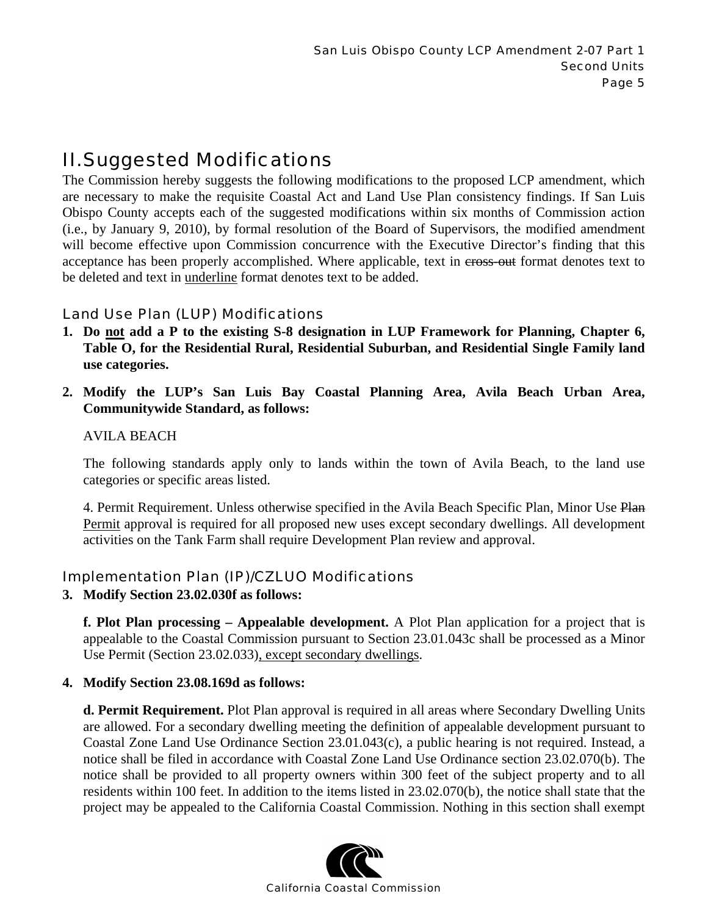## II. Suggested Modifications

The Commission hereby suggests the following modifications to the proposed LCP amendment, which are necessary to make the requisite Coastal Act and Land Use Plan consistency findings. If San Luis Obispo County accepts each of the suggested modifications within six months of Commission action (i.e., by January 9, 2010), by formal resolution of the Board of Supervisors, the modified amendment will become effective upon Commission concurrence with the Executive Director's finding that this acceptance has been properly accomplished. Where applicable, text in ~~cross-out~~ format denotes text to be deleted and text in <u>underline</u> format denotes text to be added.

### Land Use Plan (LUP) Modifications

1. **Do <u>not</u> add a P to the existing S-8 designation in LUP Framework for Planning, Chapter 6, Table O, for the Residential Rural, Residential Suburban, and Residential Single Family land use categories.**

2. **Modify the LUP's San Luis Bay Coastal Planning Area, Avila Beach Urban Area, Communitywide Standard, as follows:**

   AVILA BEACH

   The following standards apply only to lands within the town of Avila Beach, to the land use categories or specific areas listed.

   4. Permit Requirement. Unless otherwise specified in the Avila Beach Specific Plan, Minor Use ~~Plan~~ <u>Permit</u> approval is required for all proposed new uses except secondary dwellings. All development activities on the Tank Farm shall require Development Plan review and approval.

### Implementation Plan (IP)/CZLUO Modifications

3. **Modify Section 23.02.030f as follows:**

   **f. Plot Plan processing – Appealable development.** A Plot Plan application for a project that is appealable to the Coastal Commission pursuant to Section 23.01.043c shall be processed as a Minor Use Permit (Section 23.02.033)<u>, except secondary dwellings</u>.

4. **Modify Section 23.08.169d as follows:**

   **d. Permit Requirement.** Plot Plan approval is required in all areas where Secondary Dwelling Units are allowed. For a secondary dwelling meeting the definition of appealable development pursuant to Coastal Zone Land Use Ordinance Section 23.01.043(c), a public hearing is not required. Instead, a notice shall be filed in accordance with Coastal Zone Land Use Ordinance section 23.02.070(b). The notice shall be provided to all property owners within 300 feet of the subject property and to all residents within 100 feet. In addition to the items listed in 23.02.070(b), the notice shall state that the project may be appealed to the California Coastal Commission. Nothing in this section shall exempt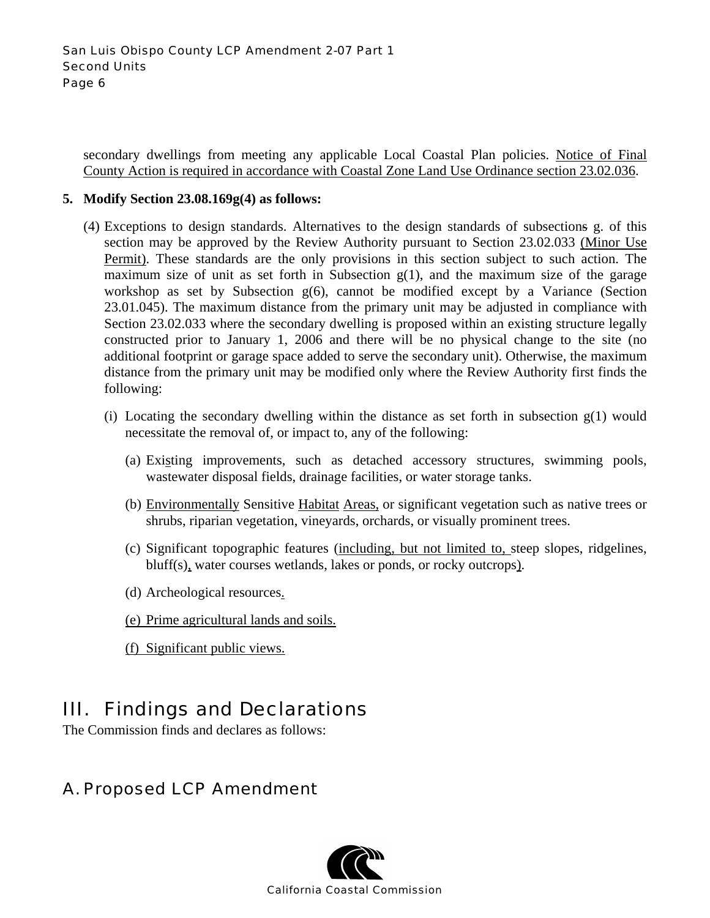secondary dwellings from meeting any applicable Local Coastal Plan policies. <u>Notice of Final County Action is required in accordance with Coastal Zone Land Use Ordinance section 23.02.036</u>.

**5. Modify Section 23.08.169g(4) as follows:**

(4) Exceptions to design standards. Alternatives to the design standards of subsections~~s~~ g. of this section may be approved by the Review Authority pursuant to Section 23.02.033 <u>(Minor Use Permit)</u>. These standards are the only provisions in this section subject to such action. The maximum size of unit as set forth in Subsection g(1), and the maximum size of the garage workshop as set by Subsection g(6), cannot be modified except by a Variance (Section 23.01.045). The maximum distance from the primary unit may be adjusted in compliance with Section 23.02.033 where the secondary dwelling is proposed within an existing structure legally constructed prior to January 1, 2006 and there will be no physical change to the site (no additional footprint or garage space added to serve the secondary unit). Otherwise, the maximum distance from the primary unit may be modified only where the Review Authority first finds the following:

(i) Locating the secondary dwelling within the distance as set forth in subsection g(1) would necessitate the removal of, or impact to, any of the following:

(a) Exi<u>s</u>ting improvements, such as detached accessory structures, swimming pools, wastewater disposal fields, drainage facilities, or water storage tanks.

(b) <u>Environmentally</u> Sensitive <u>Habitat</u> <u>Areas,</u> or significant vegetation such as native trees or shrubs, riparian vegetation, vineyards, orchards, or visually prominent trees.

(c) Significant topographic features (<u>including, but not limited to,</u> steep slopes, ridgelines, bluff(s)<u>,</u> water courses wetlands, lakes or ponds, or rocky outcrops<u>)</u>.

(d) Archeological resources<u>.</u>

<u>(e) Prime agricultural lands and soils.</u>

<u>(f) Significant public views.</u>

# III. Findings and Declarations

The Commission finds and declares as follows:

## A. Proposed LCP Amendment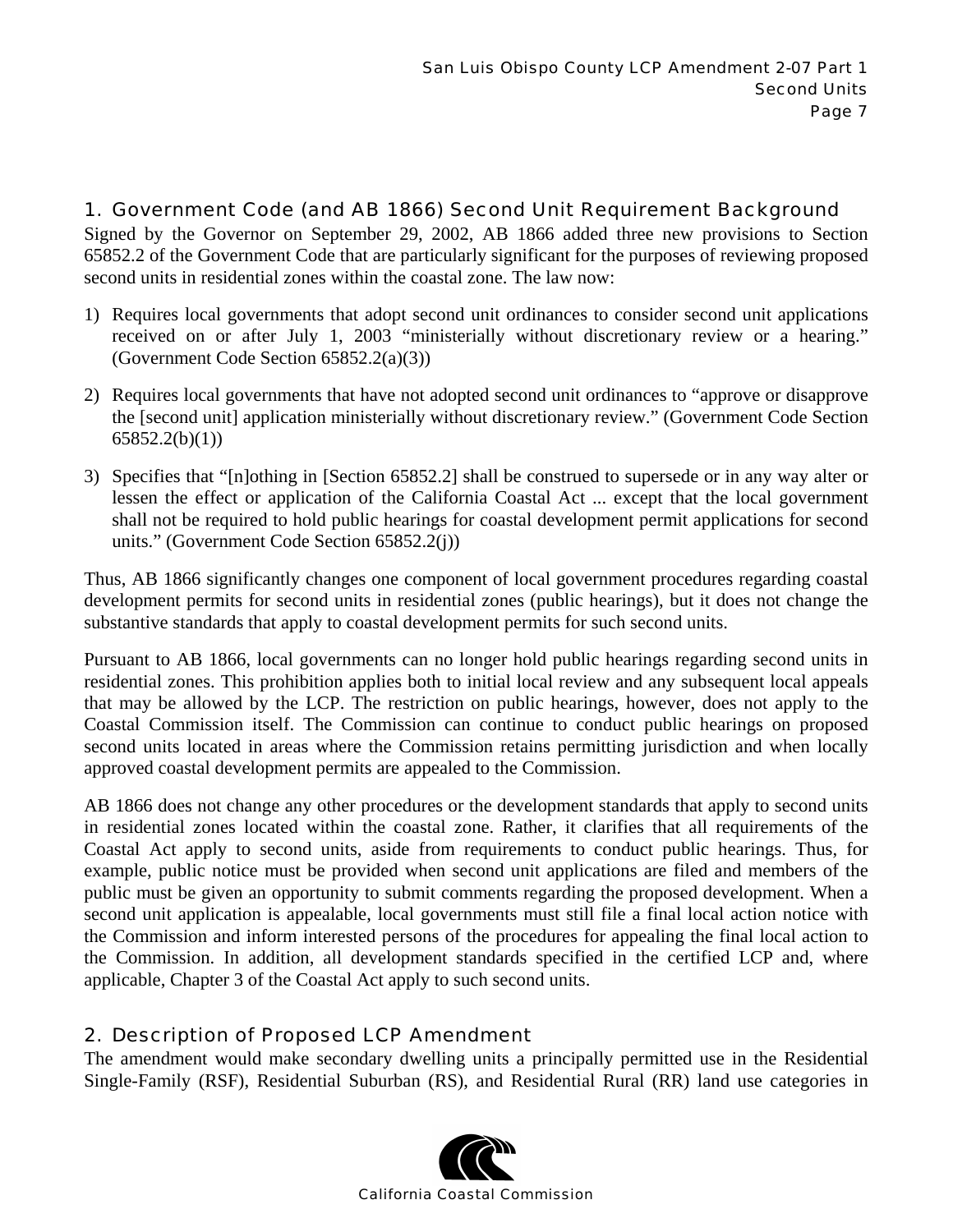## 1. Government Code (and AB 1866) Second Unit Requirement Background

Signed by the Governor on September 29, 2002, AB 1866 added three new provisions to Section 65852.2 of the Government Code that are particularly significant for the purposes of reviewing proposed second units in residential zones within the coastal zone. The law now:

1) Requires local governments that adopt second unit ordinances to consider second unit applications received on or after July 1, 2003 "ministerially without discretionary review or a hearing." (Government Code Section 65852.2(a)(3))

2) Requires local governments that have not adopted second unit ordinances to "approve or disapprove the [second unit] application ministerially without discretionary review." (Government Code Section 65852.2(b)(1))

3) Specifies that "[n]othing in [Section 65852.2] shall be construed to supersede or in any way alter or lessen the effect or application of the California Coastal Act ... except that the local government shall not be required to hold public hearings for coastal development permit applications for second units." (Government Code Section 65852.2(j))

Thus, AB 1866 significantly changes one component of local government procedures regarding coastal development permits for second units in residential zones (public hearings), but it does not change the substantive standards that apply to coastal development permits for such second units.

Pursuant to AB 1866, local governments can no longer hold public hearings regarding second units in residential zones. This prohibition applies both to initial local review and any subsequent local appeals that may be allowed by the LCP. The restriction on public hearings, however, does not apply to the Coastal Commission itself. The Commission can continue to conduct public hearings on proposed second units located in areas where the Commission retains permitting jurisdiction and when locally approved coastal development permits are appealed to the Commission.

AB 1866 does not change any other procedures or the development standards that apply to second units in residential zones located within the coastal zone. Rather, it clarifies that all requirements of the Coastal Act apply to second units, aside from requirements to conduct public hearings. Thus, for example, public notice must be provided when second unit applications are filed and members of the public must be given an opportunity to submit comments regarding the proposed development. When a second unit application is appealable, local governments must still file a final local action notice with the Commission and inform interested persons of the procedures for appealing the final local action to the Commission. In addition, all development standards specified in the certified LCP and, where applicable, Chapter 3 of the Coastal Act apply to such second units.

## 2. Description of Proposed LCP Amendment

The amendment would make secondary dwelling units a principally permitted use in the Residential Single-Family (RSF), Residential Suburban (RS), and Residential Rural (RR) land use categories in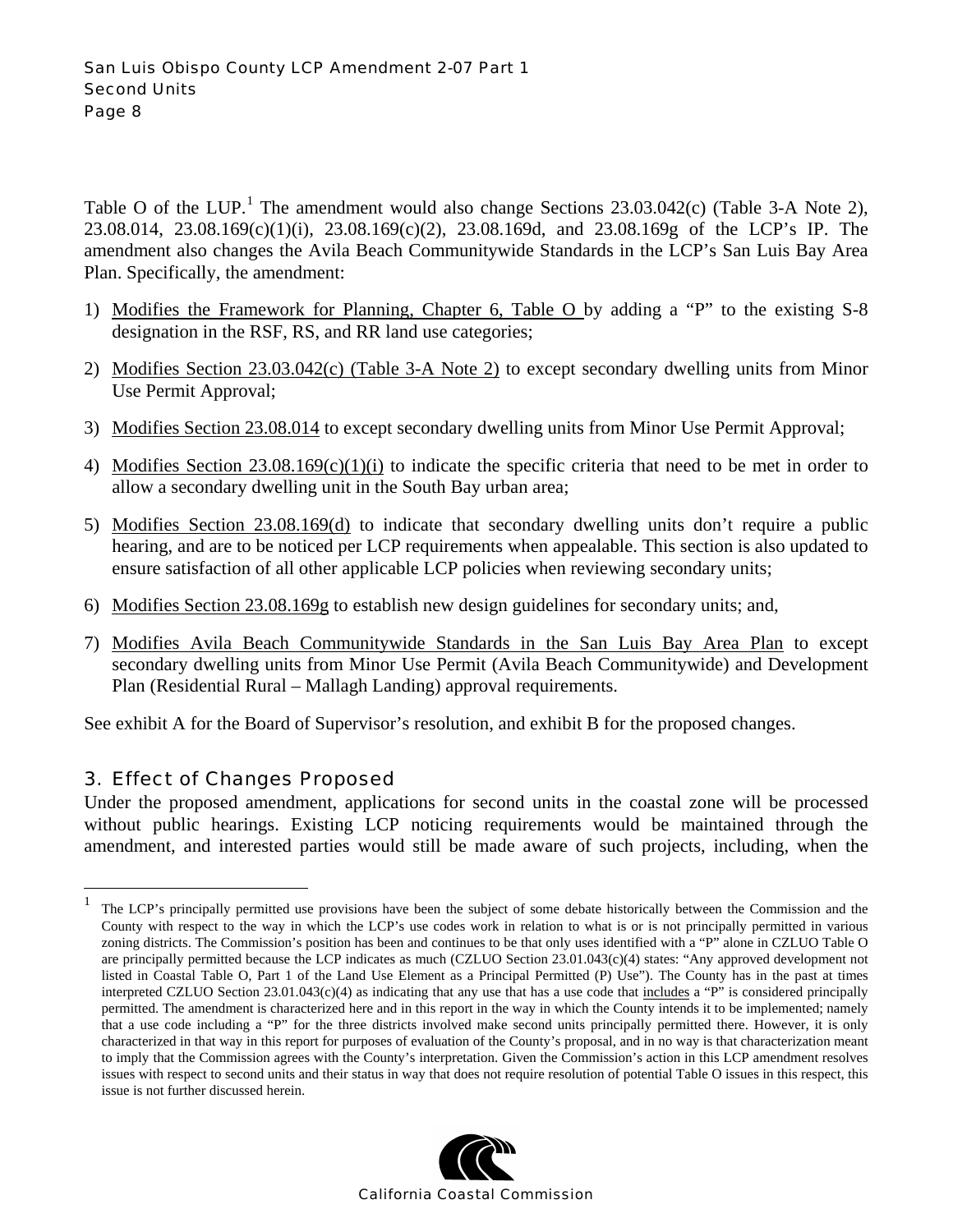Table O of the LUP.[1] The amendment would also change Sections 23.03.042(c) (Table 3-A Note 2), 23.08.014, 23.08.169(c)(1)(i), 23.08.169(c)(2), 23.08.169d, and 23.08.169g of the LCP's IP. The amendment also changes the Avila Beach Communitywide Standards in the LCP's San Luis Bay Area Plan. Specifically, the amendment:

1) Modifies the Framework for Planning, Chapter 6, Table O by adding a "P" to the existing S-8 designation in the RSF, RS, and RR land use categories;

2) Modifies Section 23.03.042(c) (Table 3-A Note 2) to except secondary dwelling units from Minor Use Permit Approval;

3) Modifies Section 23.08.014 to except secondary dwelling units from Minor Use Permit Approval;

4) Modifies Section 23.08.169(c)(1)(i) to indicate the specific criteria that need to be met in order to allow a secondary dwelling unit in the South Bay urban area;

5) Modifies Section 23.08.169(d) to indicate that secondary dwelling units don't require a public hearing, and are to be noticed per LCP requirements when appealable. This section is also updated to ensure satisfaction of all other applicable LCP policies when reviewing secondary units;

6) Modifies Section 23.08.169g to establish new design guidelines for secondary units; and,

7) Modifies Avila Beach Communitywide Standards in the San Luis Bay Area Plan to except secondary dwelling units from Minor Use Permit (Avila Beach Communitywide) and Development Plan (Residential Rural – Mallagh Landing) approval requirements.

See exhibit A for the Board of Supervisor's resolution, and exhibit B for the proposed changes.

## 3. Effect of Changes Proposed

Under the proposed amendment, applications for second units in the coastal zone will be processed without public hearings. Existing LCP noticing requirements would be maintained through the amendment, and interested parties would still be made aware of such projects, including, when the

---

[1] The LCP's principally permitted use provisions have been the subject of some debate historically between the Commission and the County with respect to the way in which the LCP's use codes work in relation to what is or is not principally permitted in various zoning districts. The Commission's position has been and continues to be that only uses identified with a "P" alone in CZLUO Table O are principally permitted because the LCP indicates as much (CZLUO Section 23.01.043(c)(4) states: "Any approved development not listed in Coastal Table O, Part 1 of the Land Use Element as a Principal Permitted (P) Use"). The County has in the past at times interpreted CZLUO Section 23.01.043(c)(4) as indicating that any use that has a use code that includes a "P" is considered principally permitted. The amendment is characterized here and in this report in the way in which the County intends it to be implemented; namely that a use code including a "P" for the three districts involved make second units principally permitted there. However, it is only characterized in that way in this report for purposes of evaluation of the County's proposal, and in no way is that characterization meant to imply that the Commission agrees with the County's interpretation. Given the Commission's action in this LCP amendment resolves issues with respect to second units and their status in way that does not require resolution of potential Table O issues in this respect, this issue is not further discussed herein.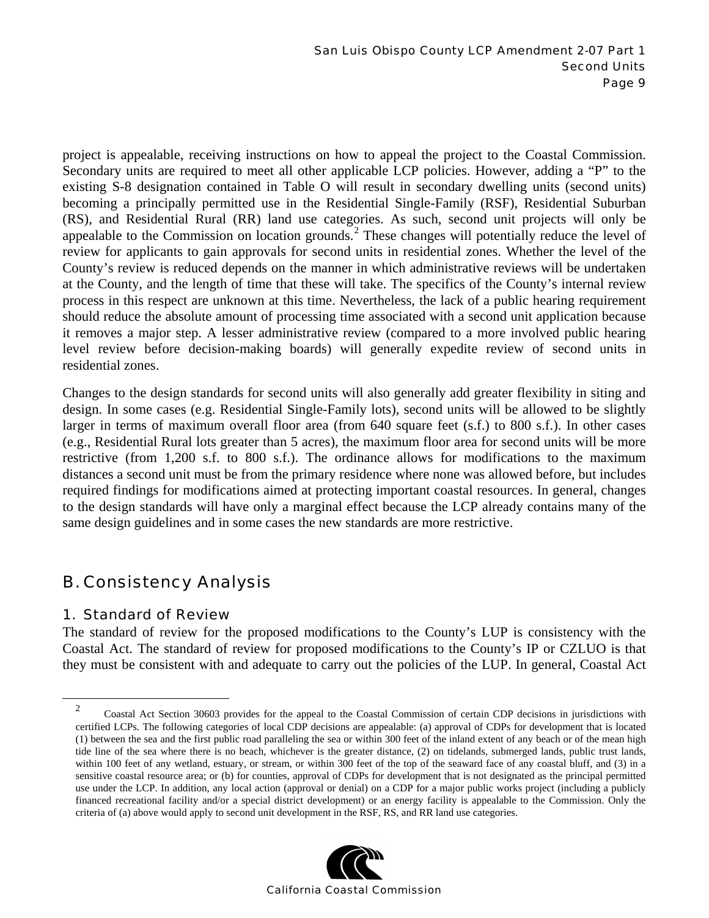project is appealable, receiving instructions on how to appeal the project to the Coastal Commission. Secondary units are required to meet all other applicable LCP policies. However, adding a "P" to the existing S-8 designation contained in Table O will result in secondary dwelling units (second units) becoming a principally permitted use in the Residential Single-Family (RSF), Residential Suburban (RS), and Residential Rural (RR) land use categories. As such, second unit projects will only be appealable to the Commission on location grounds.[2] These changes will potentially reduce the level of review for applicants to gain approvals for second units in residential zones. Whether the level of the County's review is reduced depends on the manner in which administrative reviews will be undertaken at the County, and the length of time that these will take. The specifics of the County's internal review process in this respect are unknown at this time. Nevertheless, the lack of a public hearing requirement should reduce the absolute amount of processing time associated with a second unit application because it removes a major step. A lesser administrative review (compared to a more involved public hearing level review before decision-making boards) will generally expedite review of second units in residential zones.

Changes to the design standards for second units will also generally add greater flexibility in siting and design. In some cases (e.g. Residential Single-Family lots), second units will be allowed to be slightly larger in terms of maximum overall floor area (from 640 square feet (s.f.) to 800 s.f.). In other cases (e.g., Residential Rural lots greater than 5 acres), the maximum floor area for second units will be more restrictive (from 1,200 s.f. to 800 s.f.). The ordinance allows for modifications to the maximum distances a second unit must be from the primary residence where none was allowed before, but includes required findings for modifications aimed at protecting important coastal resources. In general, changes to the design standards will have only a marginal effect because the LCP already contains many of the same design guidelines and in some cases the new standards are more restrictive.

## B. Consistency Analysis

### 1. Standard of Review

The standard of review for the proposed modifications to the County's LUP is consistency with the Coastal Act. The standard of review for proposed modifications to the County's IP or CZLUO is that they must be consistent with and adequate to carry out the policies of the LUP. In general, Coastal Act

---

[2] Coastal Act Section 30603 provides for the appeal to the Coastal Commission of certain CDP decisions in jurisdictions with certified LCPs. The following categories of local CDP decisions are appealable: (a) approval of CDPs for development that is located (1) between the sea and the first public road paralleling the sea or within 300 feet of the inland extent of any beach or of the mean high tide line of the sea where there is no beach, whichever is the greater distance, (2) on tidelands, submerged lands, public trust lands, within 100 feet of any wetland, estuary, or stream, or within 300 feet of the top of the seaward face of any coastal bluff, and (3) in a sensitive coastal resource area; or (b) for counties, approval of CDPs for development that is not designated as the principal permitted use under the LCP. In addition, any local action (approval or denial) on a CDP for a major public works project (including a publicly financed recreational facility and/or a special district development) or an energy facility is appealable to the Commission. Only the criteria of (a) above would apply to second unit development in the RSF, RS, and RR land use categories.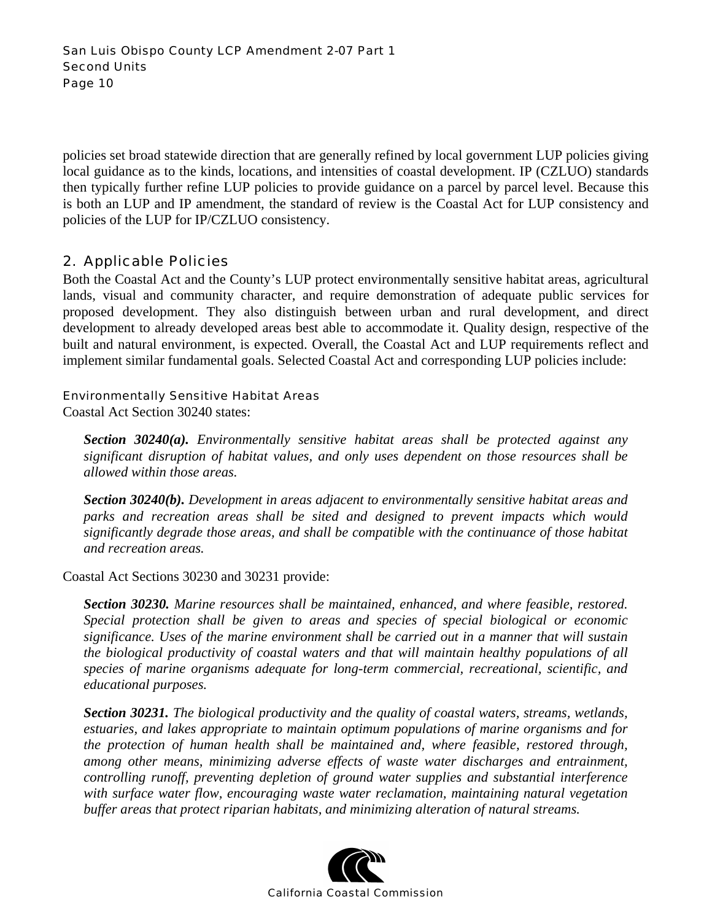policies set broad statewide direction that are generally refined by local government LUP policies giving local guidance as to the kinds, locations, and intensities of coastal development. IP (CZLUO) standards then typically further refine LUP policies to provide guidance on a parcel by parcel level. Because this is both an LUP and IP amendment, the standard of review is the Coastal Act for LUP consistency and policies of the LUP for IP/CZLUO consistency.

## 2. Applicable Policies

Both the Coastal Act and the County's LUP protect environmentally sensitive habitat areas, agricultural lands, visual and community character, and require demonstration of adequate public services for proposed development. They also distinguish between urban and rural development, and direct development to already developed areas best able to accommodate it. Quality design, respective of the built and natural environment, is expected. Overall, the Coastal Act and LUP requirements reflect and implement similar fundamental goals. Selected Coastal Act and corresponding LUP policies include:

### Environmentally Sensitive Habitat Areas

Coastal Act Section 30240 states:

> ***Section 30240(a).*** *Environmentally sensitive habitat areas shall be protected against any significant disruption of habitat values, and only uses dependent on those resources shall be allowed within those areas.*
>
> ***Section 30240(b).*** *Development in areas adjacent to environmentally sensitive habitat areas and parks and recreation areas shall be sited and designed to prevent impacts which would significantly degrade those areas, and shall be compatible with the continuance of those habitat and recreation areas.*

Coastal Act Sections 30230 and 30231 provide:

> ***Section 30230.*** *Marine resources shall be maintained, enhanced, and where feasible, restored. Special protection shall be given to areas and species of special biological or economic significance. Uses of the marine environment shall be carried out in a manner that will sustain the biological productivity of coastal waters and that will maintain healthy populations of all species of marine organisms adequate for long-term commercial, recreational, scientific, and educational purposes.*
>
> ***Section 30231.*** *The biological productivity and the quality of coastal waters, streams, wetlands, estuaries, and lakes appropriate to maintain optimum populations of marine organisms and for the protection of human health shall be maintained and, where feasible, restored through, among other means, minimizing adverse effects of waste water discharges and entrainment, controlling runoff, preventing depletion of ground water supplies and substantial interference with surface water flow, encouraging waste water reclamation, maintaining natural vegetation buffer areas that protect riparian habitats, and minimizing alteration of natural streams.*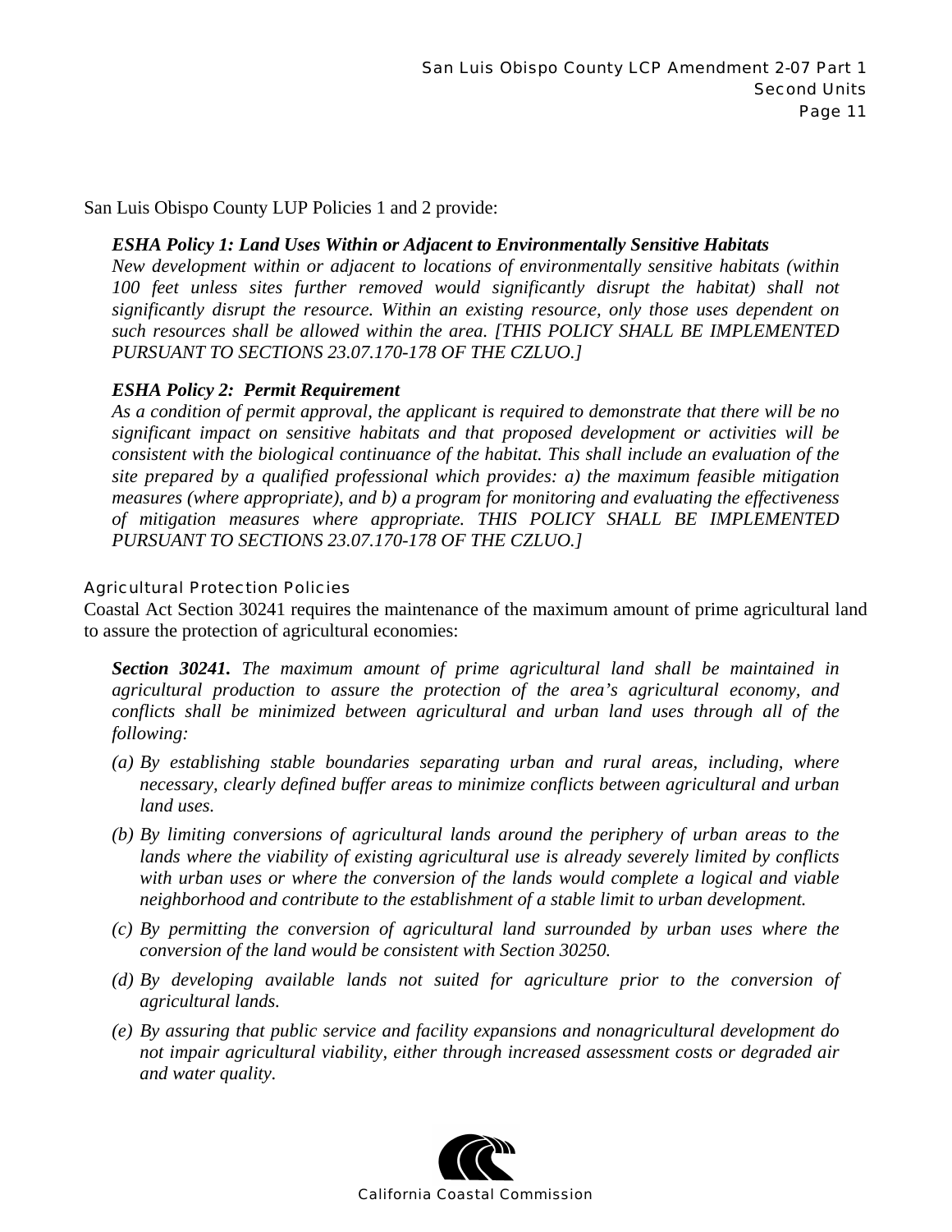San Luis Obispo County LUP Policies 1 and 2 provide:

> ***ESHA Policy 1: Land Uses Within or Adjacent to Environmentally Sensitive Habitats***
> *New development within or adjacent to locations of environmentally sensitive habitats (within 100 feet unless sites further removed would significantly disrupt the habitat) shall not significantly disrupt the resource. Within an existing resource, only those uses dependent on such resources shall be allowed within the area. [THIS POLICY SHALL BE IMPLEMENTED PURSUANT TO SECTIONS 23.07.170-178 OF THE CZLUO.]*
>
> ***ESHA Policy 2: Permit Requirement***
> *As a condition of permit approval, the applicant is required to demonstrate that there will be no significant impact on sensitive habitats and that proposed development or activities will be consistent with the biological continuance of the habitat. This shall include an evaluation of the site prepared by a qualified professional which provides: a) the maximum feasible mitigation measures (where appropriate), and b) a program for monitoring and evaluating the effectiveness of mitigation measures where appropriate. THIS POLICY SHALL BE IMPLEMENTED PURSUANT TO SECTIONS 23.07.170-178 OF THE CZLUO.]*

#### Agricultural Protection Policies

Coastal Act Section 30241 requires the maintenance of the maximum amount of prime agricultural land to assure the protection of agricultural economies:

> ***Section 30241.*** *The maximum amount of prime agricultural land shall be maintained in agricultural production to assure the protection of the area's agricultural economy, and conflicts shall be minimized between agricultural and urban land uses through all of the following:*
>
> *(a) By establishing stable boundaries separating urban and rural areas, including, where necessary, clearly defined buffer areas to minimize conflicts between agricultural and urban land uses.*
>
> *(b) By limiting conversions of agricultural lands around the periphery of urban areas to the lands where the viability of existing agricultural use is already severely limited by conflicts with urban uses or where the conversion of the lands would complete a logical and viable neighborhood and contribute to the establishment of a stable limit to urban development.*
>
> *(c) By permitting the conversion of agricultural land surrounded by urban uses where the conversion of the land would be consistent with Section 30250.*
>
> *(d) By developing available lands not suited for agriculture prior to the conversion of agricultural lands.*
>
> *(e) By assuring that public service and facility expansions and nonagricultural development do not impair agricultural viability, either through increased assessment costs or degraded air and water quality.*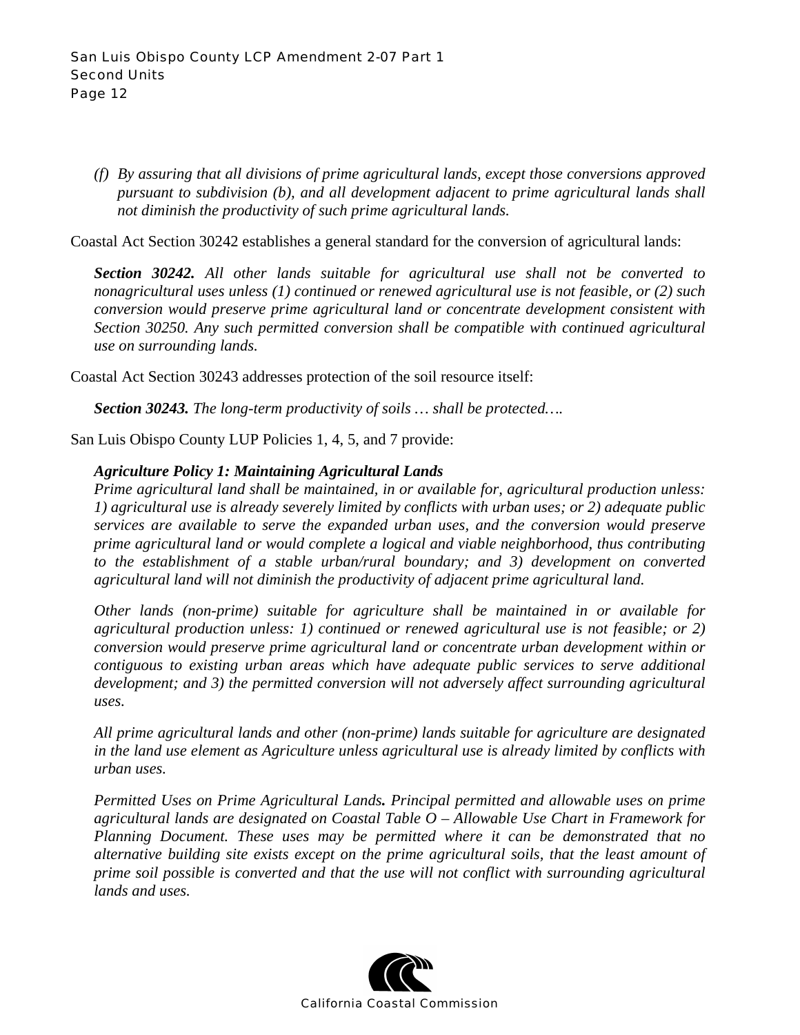*(f) By assuring that all divisions of prime agricultural lands, except those conversions approved pursuant to subdivision (b), and all development adjacent to prime agricultural lands shall not diminish the productivity of such prime agricultural lands.*

Coastal Act Section 30242 establishes a general standard for the conversion of agricultural lands:

> ***Section 30242.*** *All other lands suitable for agricultural use shall not be converted to nonagricultural uses unless (1) continued or renewed agricultural use is not feasible, or (2) such conversion would preserve prime agricultural land or concentrate development consistent with Section 30250. Any such permitted conversion shall be compatible with continued agricultural use on surrounding lands.*

Coastal Act Section 30243 addresses protection of the soil resource itself:

> ***Section 30243.*** *The long-term productivity of soils … shall be protected….*

San Luis Obispo County LUP Policies 1, 4, 5, and 7 provide:

> ***Agriculture Policy 1: Maintaining Agricultural Lands***
> *Prime agricultural land shall be maintained, in or available for, agricultural production unless: 1) agricultural use is already severely limited by conflicts with urban uses; or 2) adequate public services are available to serve the expanded urban uses, and the conversion would preserve prime agricultural land or would complete a logical and viable neighborhood, thus contributing to the establishment of a stable urban/rural boundary; and 3) development on converted agricultural land will not diminish the productivity of adjacent prime agricultural land.*
>
> *Other lands (non-prime) suitable for agriculture shall be maintained in or available for agricultural production unless: 1) continued or renewed agricultural use is not feasible; or 2) conversion would preserve prime agricultural land or concentrate urban development within or contiguous to existing urban areas which have adequate public services to serve additional development; and 3) the permitted conversion will not adversely affect surrounding agricultural uses.*
>
> *All prime agricultural lands and other (non-prime) lands suitable for agriculture are designated in the land use element as Agriculture unless agricultural use is already limited by conflicts with urban uses.*
>
> *Permitted Uses on Prime Agricultural Lands**.** Principal permitted and allowable uses on prime agricultural lands are designated on Coastal Table O – Allowable Use Chart in Framework for Planning Document. These uses may be permitted where it can be demonstrated that no alternative building site exists except on the prime agricultural soils, that the least amount of prime soil possible is converted and that the use will not conflict with surrounding agricultural lands and uses.*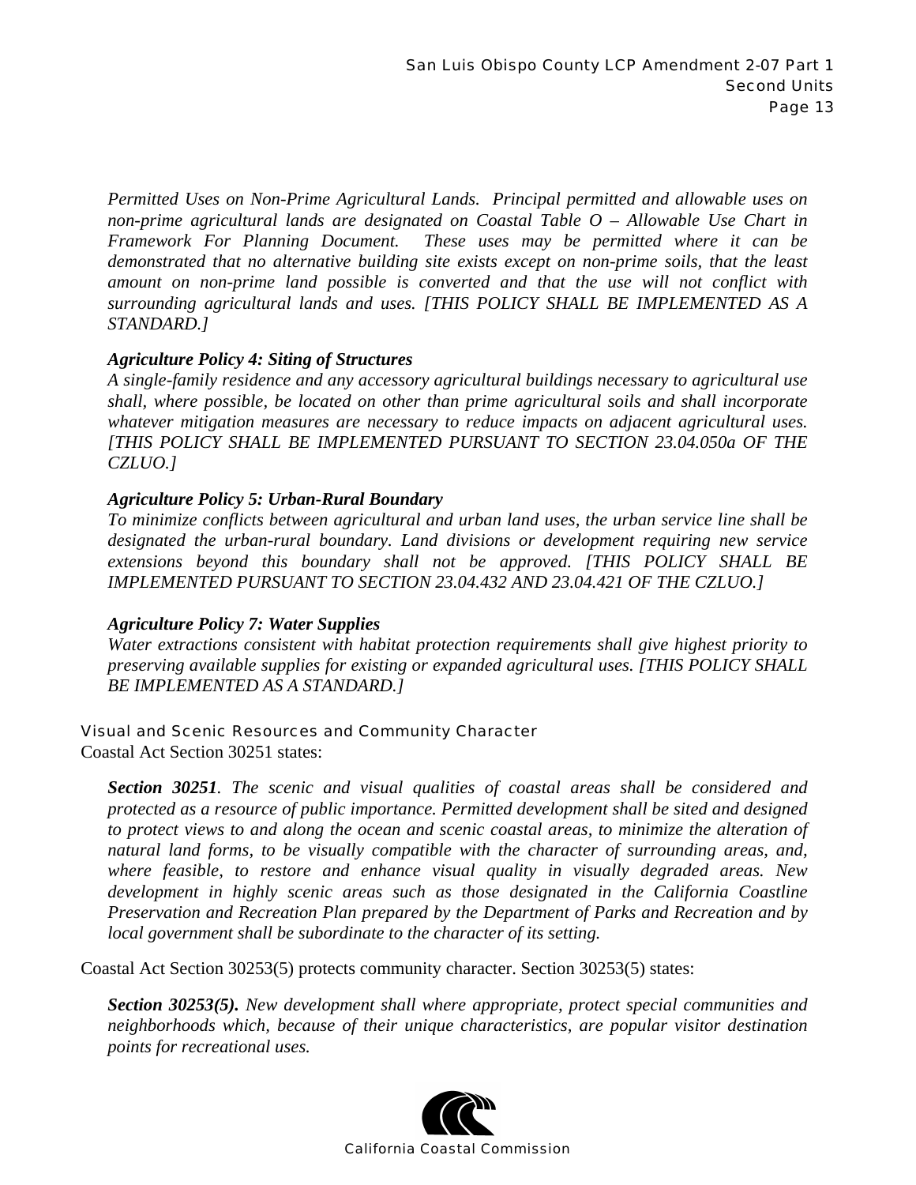*Permitted Uses on Non-Prime Agricultural Lands. Principal permitted and allowable uses on non-prime agricultural lands are designated on Coastal Table O – Allowable Use Chart in Framework For Planning Document. These uses may be permitted where it can be demonstrated that no alternative building site exists except on non-prime soils, that the least amount on non-prime land possible is converted and that the use will not conflict with surrounding agricultural lands and uses. [THIS POLICY SHALL BE IMPLEMENTED AS A STANDARD.]*

***Agriculture Policy 4: Siting of Structures***
*A single-family residence and any accessory agricultural buildings necessary to agricultural use shall, where possible, be located on other than prime agricultural soils and shall incorporate whatever mitigation measures are necessary to reduce impacts on adjacent agricultural uses. [THIS POLICY SHALL BE IMPLEMENTED PURSUANT TO SECTION 23.04.050a OF THE CZLUO.]*

***Agriculture Policy 5: Urban-Rural Boundary***
*To minimize conflicts between agricultural and urban land uses, the urban service line shall be designated the urban-rural boundary. Land divisions or development requiring new service extensions beyond this boundary shall not be approved. [THIS POLICY SHALL BE IMPLEMENTED PURSUANT TO SECTION 23.04.432 AND 23.04.421 OF THE CZLUO.]*

***Agriculture Policy 7: Water Supplies***
*Water extractions consistent with habitat protection requirements shall give highest priority to preserving available supplies for existing or expanded agricultural uses. [THIS POLICY SHALL BE IMPLEMENTED AS A STANDARD.]*

## Visual and Scenic Resources and Community Character

Coastal Act Section 30251 states:

***Section 30251**. The scenic and visual qualities of coastal areas shall be considered and protected as a resource of public importance. Permitted development shall be sited and designed to protect views to and along the ocean and scenic coastal areas, to minimize the alteration of natural land forms, to be visually compatible with the character of surrounding areas, and, where feasible, to restore and enhance visual quality in visually degraded areas. New development in highly scenic areas such as those designated in the California Coastline Preservation and Recreation Plan prepared by the Department of Parks and Recreation and by local government shall be subordinate to the character of its setting.*

Coastal Act Section 30253(5) protects community character. Section 30253(5) states:

***Section 30253(5).** New development shall where appropriate, protect special communities and neighborhoods which, because of their unique characteristics, are popular visitor destination points for recreational uses.*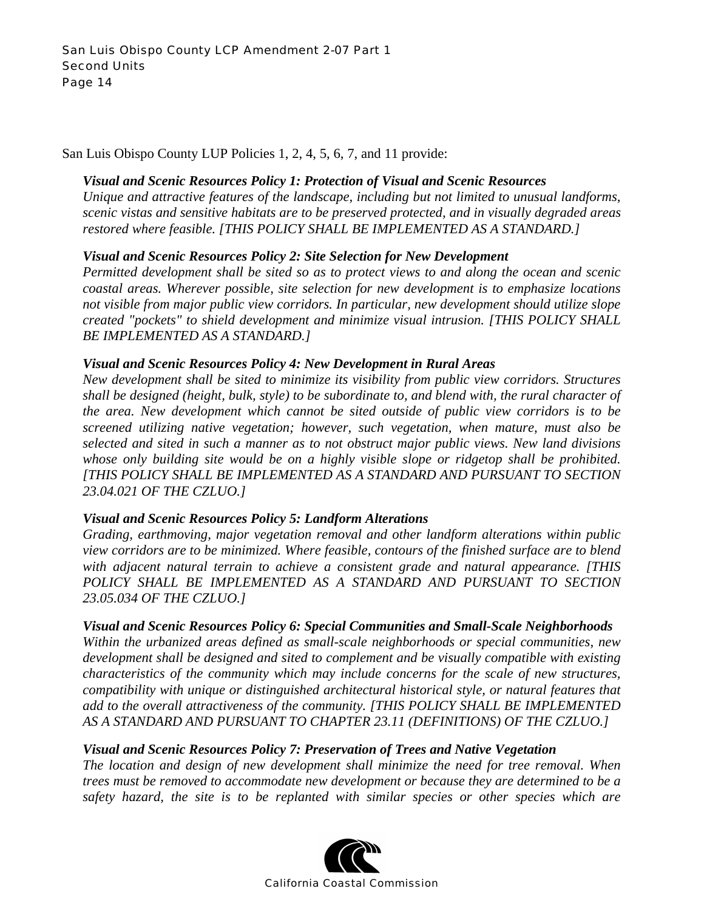San Luis Obispo County LUP Policies 1, 2, 4, 5, 6, 7, and 11 provide:

> ***Visual and Scenic Resources Policy 1: Protection of Visual and Scenic Resources***
> *Unique and attractive features of the landscape, including but not limited to unusual landforms, scenic vistas and sensitive habitats are to be preserved protected, and in visually degraded areas restored where feasible. [THIS POLICY SHALL BE IMPLEMENTED AS A STANDARD.]*
>
> ***Visual and Scenic Resources Policy 2: Site Selection for New Development***
> *Permitted development shall be sited so as to protect views to and along the ocean and scenic coastal areas. Wherever possible, site selection for new development is to emphasize locations not visible from major public view corridors. In particular, new development should utilize slope created "pockets" to shield development and minimize visual intrusion. [THIS POLICY SHALL BE IMPLEMENTED AS A STANDARD.]*
>
> ***Visual and Scenic Resources Policy 4: New Development in Rural Areas***
> *New development shall be sited to minimize its visibility from public view corridors. Structures shall be designed (height, bulk, style) to be subordinate to, and blend with, the rural character of the area. New development which cannot be sited outside of public view corridors is to be screened utilizing native vegetation; however, such vegetation, when mature, must also be selected and sited in such a manner as to not obstruct major public views. New land divisions whose only building site would be on a highly visible slope or ridgetop shall be prohibited. [THIS POLICY SHALL BE IMPLEMENTED AS A STANDARD AND PURSUANT TO SECTION 23.04.021 OF THE CZLUO.]*
>
> ***Visual and Scenic Resources Policy 5: Landform Alterations***
> *Grading, earthmoving, major vegetation removal and other landform alterations within public view corridors are to be minimized. Where feasible, contours of the finished surface are to blend with adjacent natural terrain to achieve a consistent grade and natural appearance. [THIS POLICY SHALL BE IMPLEMENTED AS A STANDARD AND PURSUANT TO SECTION 23.05.034 OF THE CZLUO.]*
>
> ***Visual and Scenic Resources Policy 6: Special Communities and Small-Scale Neighborhoods***
> *Within the urbanized areas defined as small-scale neighborhoods or special communities, new development shall be designed and sited to complement and be visually compatible with existing characteristics of the community which may include concerns for the scale of new structures, compatibility with unique or distinguished architectural historical style, or natural features that add to the overall attractiveness of the community. [THIS POLICY SHALL BE IMPLEMENTED AS A STANDARD AND PURSUANT TO CHAPTER 23.11 (DEFINITIONS) OF THE CZLUO.]*
>
> ***Visual and Scenic Resources Policy 7: Preservation of Trees and Native Vegetation***
> *The location and design of new development shall minimize the need for tree removal. When trees must be removed to accommodate new development or because they are determined to be a safety hazard, the site is to be replanted with similar species or other species which are*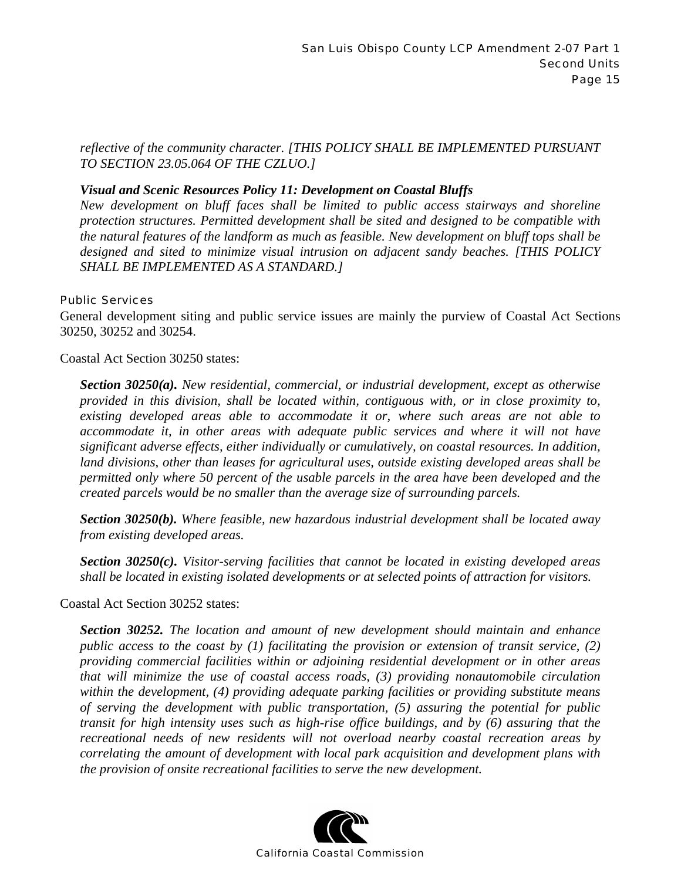*reflective of the community character. [THIS POLICY SHALL BE IMPLEMENTED PURSUANT TO SECTION 23.05.064 OF THE CZLUO.]*

***Visual and Scenic Resources Policy 11: Development on Coastal Bluffs***
*New development on bluff faces shall be limited to public access stairways and shoreline protection structures. Permitted development shall be sited and designed to be compatible with the natural features of the landform as much as feasible. New development on bluff tops shall be designed and sited to minimize visual intrusion on adjacent sandy beaches. [THIS POLICY SHALL BE IMPLEMENTED AS A STANDARD.]*

### Public Services

General development siting and public service issues are mainly the purview of Coastal Act Sections 30250, 30252 and 30254.

Coastal Act Section 30250 states:

> ***Section 30250(a).*** *New residential, commercial, or industrial development, except as otherwise provided in this division, shall be located within, contiguous with, or in close proximity to, existing developed areas able to accommodate it or, where such areas are not able to accommodate it, in other areas with adequate public services and where it will not have significant adverse effects, either individually or cumulatively, on coastal resources. In addition, land divisions, other than leases for agricultural uses, outside existing developed areas shall be permitted only where 50 percent of the usable parcels in the area have been developed and the created parcels would be no smaller than the average size of surrounding parcels.*
>
> ***Section 30250(b).*** *Where feasible, new hazardous industrial development shall be located away from existing developed areas.*
>
> ***Section 30250(c).*** *Visitor-serving facilities that cannot be located in existing developed areas shall be located in existing isolated developments or at selected points of attraction for visitors.*

Coastal Act Section 30252 states:

> ***Section 30252.*** *The location and amount of new development should maintain and enhance public access to the coast by (1) facilitating the provision or extension of transit service, (2) providing commercial facilities within or adjoining residential development or in other areas that will minimize the use of coastal access roads, (3) providing nonautomobile circulation within the development, (4) providing adequate parking facilities or providing substitute means of serving the development with public transportation, (5) assuring the potential for public transit for high intensity uses such as high-rise office buildings, and by (6) assuring that the recreational needs of new residents will not overload nearby coastal recreation areas by correlating the amount of development with local park acquisition and development plans with the provision of onsite recreational facilities to serve the new development.*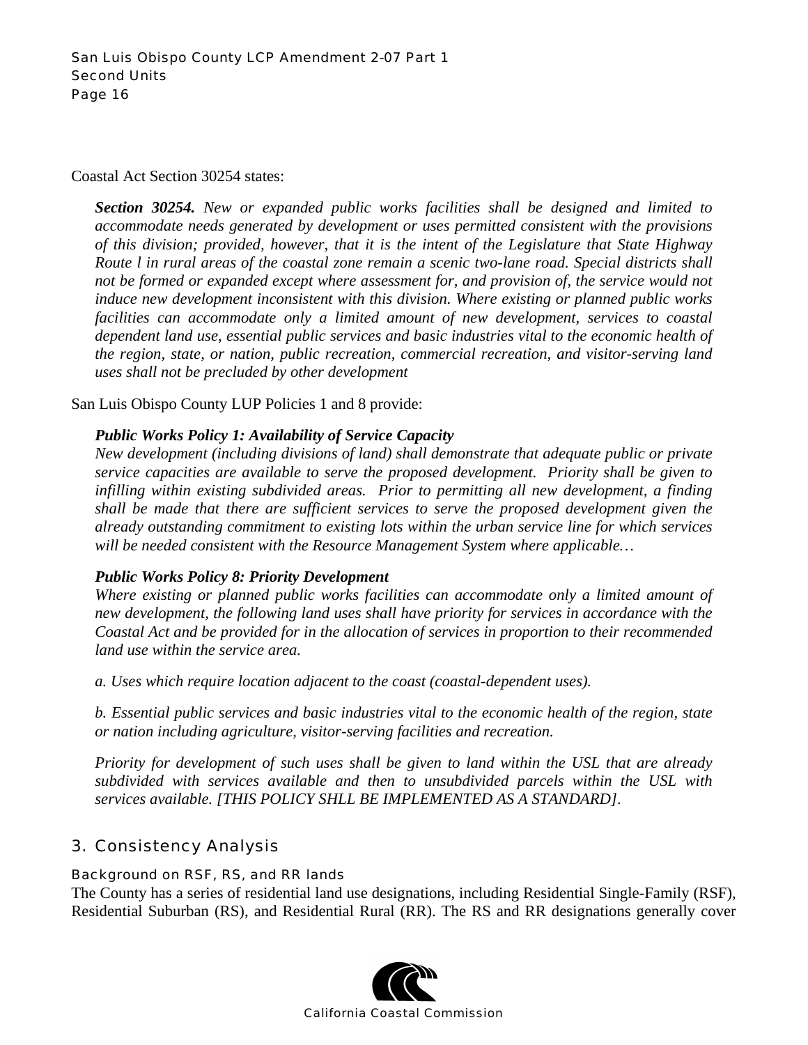Coastal Act Section 30254 states:

> ***Section 30254.*** *New or expanded public works facilities shall be designed and limited to accommodate needs generated by development or uses permitted consistent with the provisions of this division; provided, however, that it is the intent of the Legislature that State Highway Route l in rural areas of the coastal zone remain a scenic two-lane road. Special districts shall not be formed or expanded except where assessment for, and provision of, the service would not induce new development inconsistent with this division. Where existing or planned public works facilities can accommodate only a limited amount of new development, services to coastal dependent land use, essential public services and basic industries vital to the economic health of the region, state, or nation, public recreation, commercial recreation, and visitor-serving land uses shall not be precluded by other development*

San Luis Obispo County LUP Policies 1 and 8 provide:

> ***Public Works Policy 1: Availability of Service Capacity***
> *New development (including divisions of land) shall demonstrate that adequate public or private service capacities are available to serve the proposed development. Priority shall be given to infilling within existing subdivided areas. Prior to permitting all new development, a finding shall be made that there are sufficient services to serve the proposed development given the already outstanding commitment to existing lots within the urban service line for which services will be needed consistent with the Resource Management System where applicable…*
>
> ***Public Works Policy 8: Priority Development***
> *Where existing or planned public works facilities can accommodate only a limited amount of new development, the following land uses shall have priority for services in accordance with the Coastal Act and be provided for in the allocation of services in proportion to their recommended land use within the service area.*
>
> *a. Uses which require location adjacent to the coast (coastal-dependent uses).*
>
> *b. Essential public services and basic industries vital to the economic health of the region, state or nation including agriculture, visitor-serving facilities and recreation.*
>
> *Priority for development of such uses shall be given to land within the USL that are already subdivided with services available and then to unsubdivided parcels within the USL with services available. [THIS POLICY SHLL BE IMPLEMENTED AS A STANDARD].*

## 3. Consistency Analysis

### Background on RSF, RS, and RR lands

The County has a series of residential land use designations, including Residential Single-Family (RSF), Residential Suburban (RS), and Residential Rural (RR). The RS and RR designations generally cover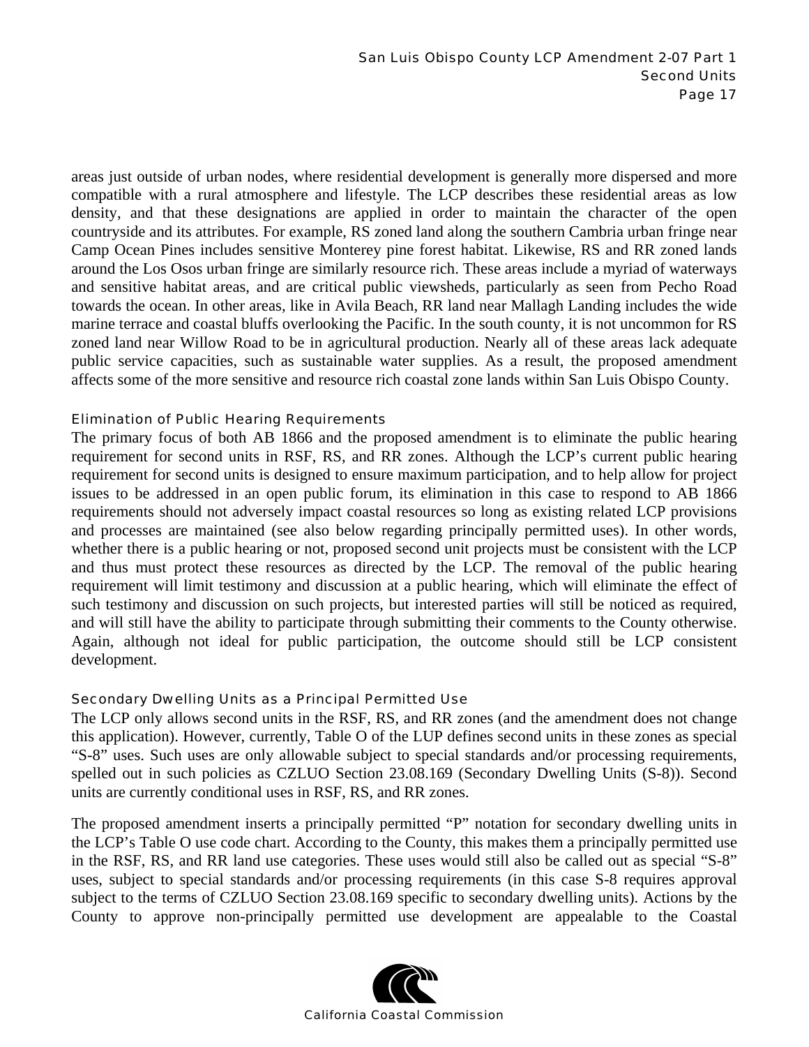areas just outside of urban nodes, where residential development is generally more dispersed and more compatible with a rural atmosphere and lifestyle. The LCP describes these residential areas as low density, and that these designations are applied in order to maintain the character of the open countryside and its attributes. For example, RS zoned land along the southern Cambria urban fringe near Camp Ocean Pines includes sensitive Monterey pine forest habitat. Likewise, RS and RR zoned lands around the Los Osos urban fringe are similarly resource rich. These areas include a myriad of waterways and sensitive habitat areas, and are critical public viewsheds, particularly as seen from Pecho Road towards the ocean. In other areas, like in Avila Beach, RR land near Mallagh Landing includes the wide marine terrace and coastal bluffs overlooking the Pacific. In the south county, it is not uncommon for RS zoned land near Willow Road to be in agricultural production. Nearly all of these areas lack adequate public service capacities, such as sustainable water supplies. As a result, the proposed amendment affects some of the more sensitive and resource rich coastal zone lands within San Luis Obispo County.

### Elimination of Public Hearing Requirements

The primary focus of both AB 1866 and the proposed amendment is to eliminate the public hearing requirement for second units in RSF, RS, and RR zones. Although the LCP's current public hearing requirement for second units is designed to ensure maximum participation, and to help allow for project issues to be addressed in an open public forum, its elimination in this case to respond to AB 1866 requirements should not adversely impact coastal resources so long as existing related LCP provisions and processes are maintained (see also below regarding principally permitted uses). In other words, whether there is a public hearing or not, proposed second unit projects must be consistent with the LCP and thus must protect these resources as directed by the LCP. The removal of the public hearing requirement will limit testimony and discussion at a public hearing, which will eliminate the effect of such testimony and discussion on such projects, but interested parties will still be noticed as required, and will still have the ability to participate through submitting their comments to the County otherwise. Again, although not ideal for public participation, the outcome should still be LCP consistent development.

### Secondary Dwelling Units as a Principal Permitted Use

The LCP only allows second units in the RSF, RS, and RR zones (and the amendment does not change this application). However, currently, Table O of the LUP defines second units in these zones as special "S-8" uses. Such uses are only allowable subject to special standards and/or processing requirements, spelled out in such policies as CZLUO Section 23.08.169 (Secondary Dwelling Units (S-8)). Second units are currently conditional uses in RSF, RS, and RR zones.

The proposed amendment inserts a principally permitted "P" notation for secondary dwelling units in the LCP's Table O use code chart. According to the County, this makes them a principally permitted use in the RSF, RS, and RR land use categories. These uses would still also be called out as special "S-8" uses, subject to special standards and/or processing requirements (in this case S-8 requires approval subject to the terms of CZLUO Section 23.08.169 specific to secondary dwelling units). Actions by the County to approve non-principally permitted use development are appealable to the Coastal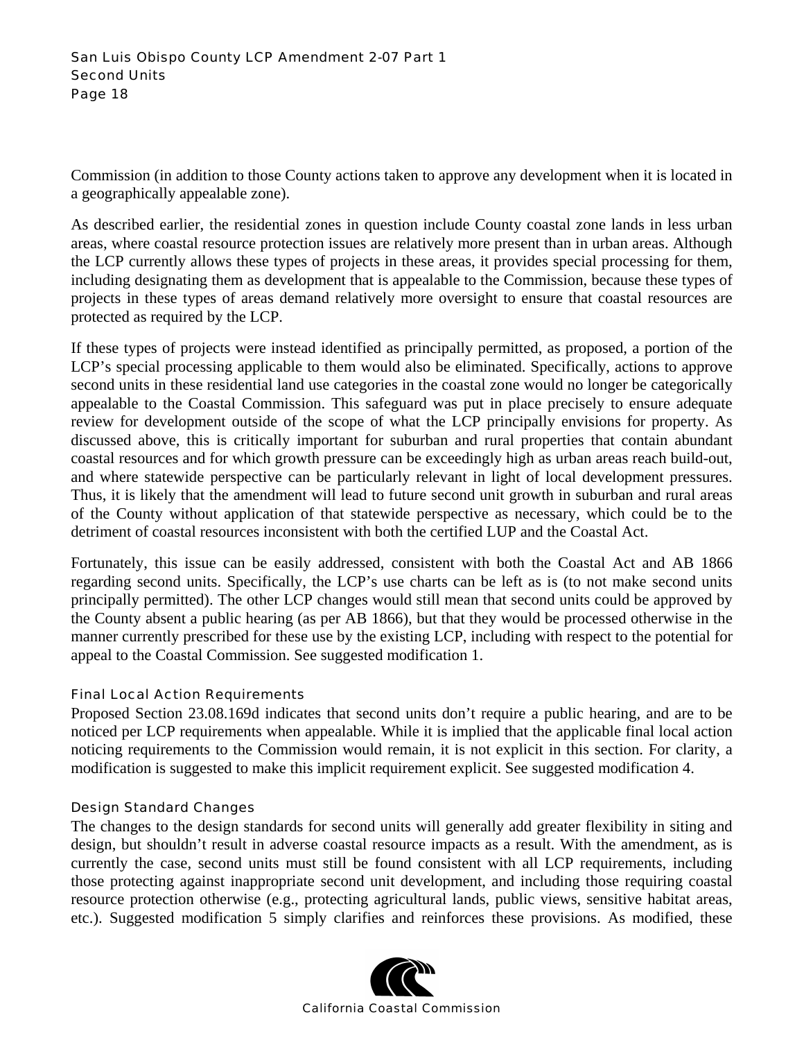Commission (in addition to those County actions taken to approve any development when it is located in a geographically appealable zone).

As described earlier, the residential zones in question include County coastal zone lands in less urban areas, where coastal resource protection issues are relatively more present than in urban areas. Although the LCP currently allows these types of projects in these areas, it provides special processing for them, including designating them as development that is appealable to the Commission, because these types of projects in these types of areas demand relatively more oversight to ensure that coastal resources are protected as required by the LCP.

If these types of projects were instead identified as principally permitted, as proposed, a portion of the LCP's special processing applicable to them would also be eliminated. Specifically, actions to approve second units in these residential land use categories in the coastal zone would no longer be categorically appealable to the Coastal Commission. This safeguard was put in place precisely to ensure adequate review for development outside of the scope of what the LCP principally envisions for property. As discussed above, this is critically important for suburban and rural properties that contain abundant coastal resources and for which growth pressure can be exceedingly high as urban areas reach build-out, and where statewide perspective can be particularly relevant in light of local development pressures. Thus, it is likely that the amendment will lead to future second unit growth in suburban and rural areas of the County without application of that statewide perspective as necessary, which could be to the detriment of coastal resources inconsistent with both the certified LUP and the Coastal Act.

Fortunately, this issue can be easily addressed, consistent with both the Coastal Act and AB 1866 regarding second units. Specifically, the LCP's use charts can be left as is (to not make second units principally permitted). The other LCP changes would still mean that second units could be approved by the County absent a public hearing (as per AB 1866), but that they would be processed otherwise in the manner currently prescribed for these use by the existing LCP, including with respect to the potential for appeal to the Coastal Commission. See suggested modification 1.

### Final Local Action Requirements

Proposed Section 23.08.169d indicates that second units don't require a public hearing, and are to be noticed per LCP requirements when appealable. While it is implied that the applicable final local action noticing requirements to the Commission would remain, it is not explicit in this section. For clarity, a modification is suggested to make this implicit requirement explicit. See suggested modification 4.

### Design Standard Changes

The changes to the design standards for second units will generally add greater flexibility in siting and design, but shouldn't result in adverse coastal resource impacts as a result. With the amendment, as is currently the case, second units must still be found consistent with all LCP requirements, including those protecting against inappropriate second unit development, and including those requiring coastal resource protection otherwise (e.g., protecting agricultural lands, public views, sensitive habitat areas, etc.). Suggested modification 5 simply clarifies and reinforces these provisions. As modified, these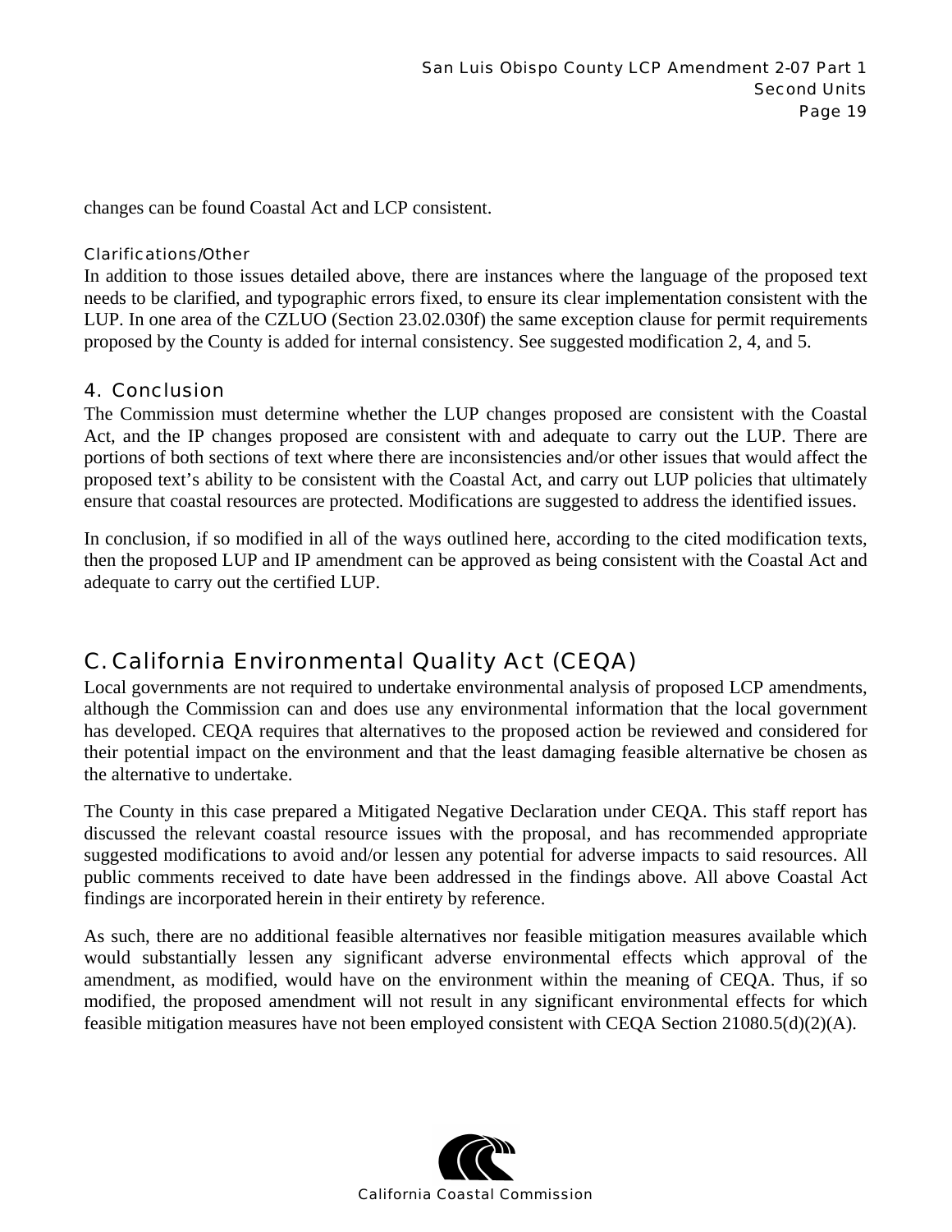changes can be found Coastal Act and LCP consistent.

#### Clarifications/Other

In addition to those issues detailed above, there are instances where the language of the proposed text needs to be clarified, and typographic errors fixed, to ensure its clear implementation consistent with the LUP. In one area of the CZLUO (Section 23.02.030f) the same exception clause for permit requirements proposed by the County is added for internal consistency. See suggested modification 2, 4, and 5.

### 4. Conclusion

The Commission must determine whether the LUP changes proposed are consistent with the Coastal Act, and the IP changes proposed are consistent with and adequate to carry out the LUP. There are portions of both sections of text where there are inconsistencies and/or other issues that would affect the proposed text's ability to be consistent with the Coastal Act, and carry out LUP policies that ultimately ensure that coastal resources are protected. Modifications are suggested to address the identified issues.

In conclusion, if so modified in all of the ways outlined here, according to the cited modification texts, then the proposed LUP and IP amendment can be approved as being consistent with the Coastal Act and adequate to carry out the certified LUP.

## C. California Environmental Quality Act (CEQA)

Local governments are not required to undertake environmental analysis of proposed LCP amendments, although the Commission can and does use any environmental information that the local government has developed. CEQA requires that alternatives to the proposed action be reviewed and considered for their potential impact on the environment and that the least damaging feasible alternative be chosen as the alternative to undertake.

The County in this case prepared a Mitigated Negative Declaration under CEQA. This staff report has discussed the relevant coastal resource issues with the proposal, and has recommended appropriate suggested modifications to avoid and/or lessen any potential for adverse impacts to said resources. All public comments received to date have been addressed in the findings above. All above Coastal Act findings are incorporated herein in their entirety by reference.

As such, there are no additional feasible alternatives nor feasible mitigation measures available which would substantially lessen any significant adverse environmental effects which approval of the amendment, as modified, would have on the environment within the meaning of CEQA. Thus, if so modified, the proposed amendment will not result in any significant environmental effects for which feasible mitigation measures have not been employed consistent with CEQA Section 21080.5(d)(2)(A).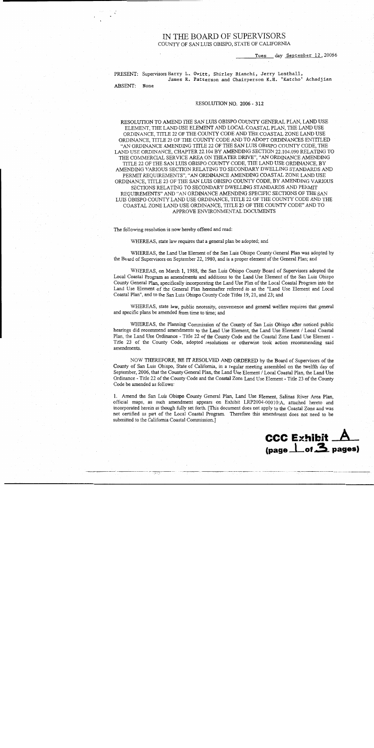# IN THE BOARD OF SUPERVISORS

COUNTY OF SAN LUIS OBISPO, STATE OF CALIFORNIA

Tues day September 12, 20056

PRESENT: Supervisors Harry L. Ovitt, Shirley Bianchi, Jerry Lenthall, James R. Patterson and Chairperson K.H. 'Katcho' Achadjian

ABSENT: None

RESOLUTION NO. 2006 - 312

RESOLUTION TO AMEND THE SAN LUIS OBISPO COUNTY GENERAL PLAN, LAND USE ELEMENT, THE LAND USE ELEMENT AND LOCAL COASTAL PLAN, THE LAND USE ORDINANCE, TITLE 22 OF THE COUNTY CODE AND THE COASTAL ZONE LAND USE ORDINANCE, TITLE 23 OF THE COUNTY CODE AND TO ADOPT ORDINANCES ENTITLED "AN ORDINANCE AMENDING TITLE 22 OF THE SAN LUIS OBISPO COUNTY CODE, THE LAND USE ORDINANCE, CHAPTER 22.104 BY AMENDING SECTION 22.104.090 RELATING TO THE COMMERCIAL SERVICE AREA ON THEATER DRIVE", "AN ORDINANCE AMENDING TITLE 22 OF THE SAN LUIS OBISPO COUNTY CODE, THE LAND USE ORDINANCE, BY AMENDING VARIOUS SECTION RELATING TO SECONDARY DWELLING STANDARDS AND PERMIT REQUIREMENTS", "AN ORDINANCE AMENDING COASTAL ZONE LAND USE ORDINANCE, TITLE 23 OF THE SAN LUIS OBISPO COUNTY CODE, BY AMENDING VARIOUS SECTIONS RELATING TO SECONDARY DWELLING STANDARDS AND PERMIT REQUIREMENTS" AND "AN ORDINANCE AMENDING SPECIFIC SECTIONS OF THE SAN LUIS OBISPO COUNTY LAND USE ORDINANCE, TITLE 22 OF THE COUNTY CODE AND THE COASTAL ZONE LAND USE ORDINANCE, TITLE 23 OF THE COUNTY CODE" AND TO APPROVE ENVIRONMENTAL DOCUMENTS

The following resolution is now hereby offered and read:

WHEREAS, state law requires that a general plan be adopted; and

WHEREAS, the Land Use Element of the San Luis Obispo County General Plan was adopted by the Board of Supervisors on September 22, 1980, and is a proper element of the General Plan; and

WHEREAS, on March 1, 1988, the San Luis Obispo County Board of Supervisors adopted the Local Coastal Program as amendments and additions to the Land Use Element of the San Luis Obispo County General Plan, specifically incorporating the Land Use Plan of the Local Coastal Program into the Land Use Element of the General Plan hereinafter referred to as the "Land Use Element and Local Coastal Plan", and to the San Luis Obispo County Code Titles 19, 21, and 23; and

WHEREAS, state law, public necessity, convenience and general welfare requires that general and specific plans be amended from time to time; and

WHEREAS, the Planning Commission of the County of San Luis Obispo after noticed public hearings did recommend amendments to the Land Use Element, the Land Use Element / Local Coastal Plan, the Land Use Ordinance - Title 22 of the County Code and the Coastal Zone Land Use Element - Title 23 of the County Code, adopted resolutions or otherwise took action recommending said amendments.

NOW THEREFORE, BE IT RESOLVED AND ORDERED by the Board of Supervisors of the County of San Luis Obispo, State of California, in a regular meeting assembled on the twelfth day of September, 2006, that the County General Plan, the Land Use Element / Local Coastal Plan, the Land Use Ordinance - Title 22 of the County Code and the Coastal Zone Land Use Element - Title 23 of the County Code be amended as follows:

1. Amend the San Luis Obispo County General Plan, Land Use Element, Salinas River Area Plan, official maps, as such amendment appears on Exhibit LRP2004-00010:A, attached hereto and incorporated herein as though fully set forth. [This document does not apply to the Coastal Zone and was not certified as part of the Local Coastal Program. Therefore this amendment does not need to be submitted to the California Coastal Commission.]

**CCC Exhibit A (page 1 of 3 pages)**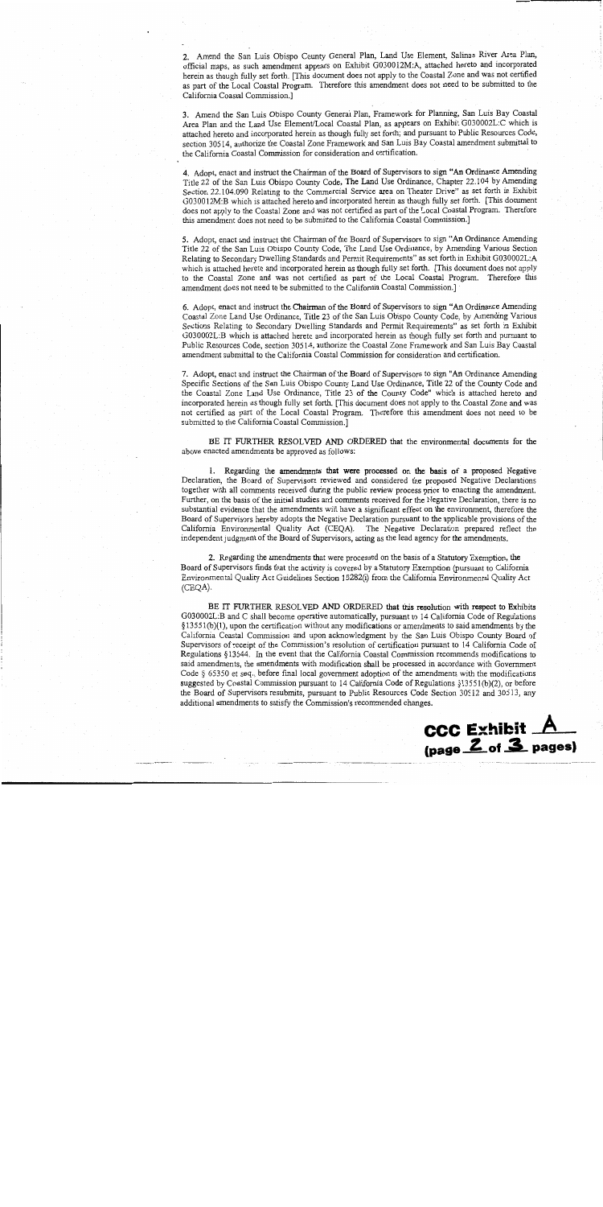2. Amend the San Luis Obispo County General Plan, Land Use Element, Salinas River Area Plan, official maps, as such amendment appears on Exhibit G030012M:A, attached hereto and incorporated herein as though fully set forth. [This document does not apply to the Coastal Zone and was not certified as part of the Local Coastal Program. Therefore this amendment does not need to be submitted to the California Coastal Commission.]

3. Amend the San Luis Obispo County General Plan, Framework for Planning, San Luis Bay Coastal Area Plan and the Land Use Element/Local Coastal Plan, as appears on Exhibit G030002L:C which is attached hereto and incorporated herein as though fully set forth; and pursuant to Public Resources Code, section 30514, authorize the Coastal Zone Framework and San Luis Bay Coastal amendment submittal to the California Coastal Commission for consideration and certification.

4. Adopt, enact and instruct the Chairman of the Board of Supervisors to sign "An Ordinance Amending Title 22 of the San Luis Obispo County Code, The Land Use Ordinance, Chapter 22.104 by Amending Section 22.104.090 Relating to the Commercial Service area on Theater Drive" as set forth in Exhibit G030012M:B which is attached hereto and incorporated herein as though fully set forth. [This document does not apply to the Coastal Zone and was not certified as part of the Local Coastal Program. Therefore this amendment does not need to be submitted to the California Coastal Commission.]

5. Adopt, enact and instruct the Chairman of the Board of Supervisors to sign "An Ordinance Amending Title 22 of the San Luis Obispo County Code, The Land Use Ordinance, by Amending Various Section Relating to Secondary Dwelling Standards and Permit Requirements" as set forth in Exhibit G030002L:A which is attached hereto and incorporated herein as though fully set forth. [This document does not apply to the Coastal Zone and was not certified as part of the Local Coastal Program. Therefore this amendment does not need to be submitted to the California Coastal Commission.]

6. Adopt, enact and instruct the Chairman of the Board of Supervisors to sign "An Ordinance Amending Coastal Zone Land Use Ordinance, Title 23 of the San Luis Obispo County Code, by Amending Various Sections Relating to Secondary Dwelling Standards and Permit Requirements" as set forth in Exhibit G030002L:B which is attached hereto and incorporated herein as though fully set forth and pursuant to Public Resources Code, section 30514, authorize the Coastal Zone Framework and San Luis Bay Coastal amendment submittal to the California Coastal Commission for consideration and certification.

7. Adopt, enact and instruct the Chairman of the Board of Supervisors to sign "An Ordinance Amending Specific Sections of the San Luis Obispo County Land Use Ordinance, Title 22 of the County Code and the Coastal Zone Land Use Ordinance, Title 23 of the County Code" which is attached hereto and incorporated herein as though fully set forth. [This document does not apply to the Coastal Zone and was not certified as part of the Local Coastal Program. Therefore this amendment does not need to be submitted to the California Coastal Commission.]

BE IT FURTHER RESOLVED AND ORDERED that the environmental documents for the above enacted amendments be approved as follows:

1. Regarding the amendments that were processed on the basis of a proposed Negative Declaration, the Board of Supervisors reviewed and considered the proposed Negative Declarations together with all comments received during the public review process prior to enacting the amendment. Further, on the basis of the initial studies and comments received for the Negative Declaration, there is no substantial evidence that the amendments will have a significant effect on the environment, therefore the Board of Supervisors hereby adopts the Negative Declaration pursuant to the applicable provisions of the California Environmental Quality Act (CEQA). The Negative Declaration prepared reflect the independent judgment of the Board of Supervisors, acting as the lead agency for the amendments.

2. Regarding the amendments that were processed on the basis of a Statutory Exemption, the Board of Supervisors finds that the activity is covered by a Statutory Exemption (pursuant to California Environmental Quality Act Guidelines Section 15282(i) from the California Environmental Quality Act (CEQA).

BE IT FURTHER RESOLVED AND ORDERED that this resolution with respect to Exhibits G030002L:B and C shall become operative automatically, pursuant to 14 California Code of Regulations §13551(b)(1), upon the certification without any modifications or amendments to said amendments by the California Coastal Commission and upon acknowledgment by the San Luis Obispo County Board of Supervisors of receipt of the Commission's resolution of certification pursuant to 14 California Code of Regulations §13544. In the event that the California Coastal Commission recommends modifications to said amendments, the amendments with modification shall be processed in accordance with Government Code § 65350 et seq., before final local government adoption of the amendments with the modifications suggested by Coastal Commission pursuant to 14 California Code of Regulations §13551(b)(2), or before the Board of Supervisors resubmits, pursuant to Public Resources Code Section 30512 and 30513, any additional amendments to satisfy the Commission's recommended changes.

**CCC Exhibit A**
**(page 2 of 3 pages)**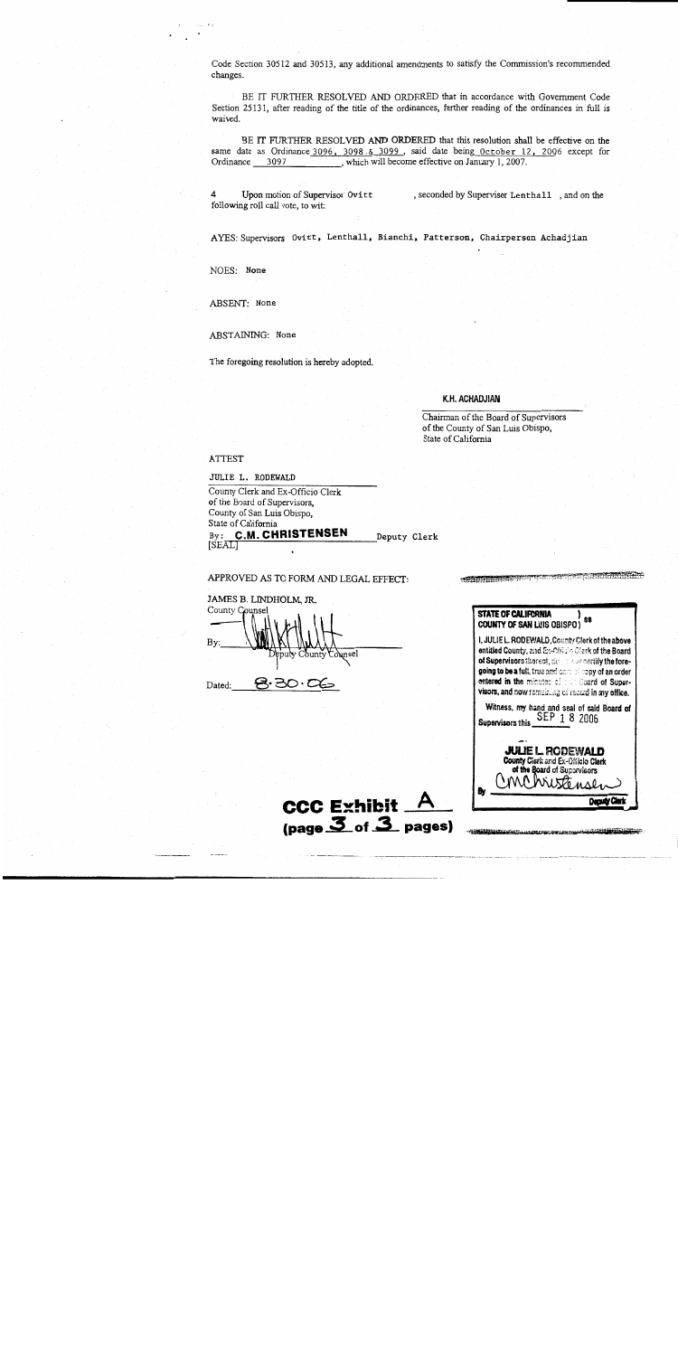Code Section 30512 and 30513, any additional amendments to satisfy the Commission's recommended changes.

BE IT FURTHER RESOLVED AND ORDERED that in accordance with Government Code Section 25131, after reading of the title of the ordinances, ferther reading of the ordinances in full is waived.

BE IT FURTHER RESOLVED AND ORDERED that this resolution shall be effective on the same date as Ordinance 3096, 3098 & 3099, said date being October 12, 2006 except for Ordinance 3097, which will become effective on January 1, 2007.

4 Upon motion of Supervisor Ovitt, seconded by Superviser Lenthall, and on the following roll call vote, to wit:

AYES: Supervisors Ovitt, Lenthall, Bianchi, Patterson, Chairperson Achadjian

NOES: None

ABSENT: None

ABSTAINING: None

The foregoing resolution is hereby adopted.

K.H. ACHADJIAN

Chairman of the Board of Supervisors
of the County of San Luis Obispo,
State of California

ATTEST

JULIE L. RODEWALD

County Clerk and Ex-Officio Clerk
of the Board of Supervisors,
County of San Luis Obispo,
State of California

By: **C.M. CHRISTENSEN** Deputy Clerk

[SEAL]

APPROVED AS TO FORM AND LEGAL EFFECT:

JAMES B. LINDHOLM, JR.
County Counsel

By: [signature]
Deputy County Counsel

Dated: 8-30-06

**STATE OF CALIFORNIA** ) ss
**COUNTY OF SAN LUIS OBISPO** )

I, JULIE L. RODEWALD, County Clerk of the above entitled County, and Ex-Officio Clerk of the Board of Supervisors thereof, do hereby certify the foregoing to be a full, true and correct copy of an order entered in the minutes of said Board of Supervisors, and now remaining of record in my office.

Witness, my hand and seal of said Board of Supervisors this SEP 18 2006

**JULIE L. RODEWALD**
County Clerk and Ex-Officio Clerk
of the Board of Supervisors

By [signature] Deputy Clerk

**CCC Exhibit A**
**(page 3 of 3 pages)**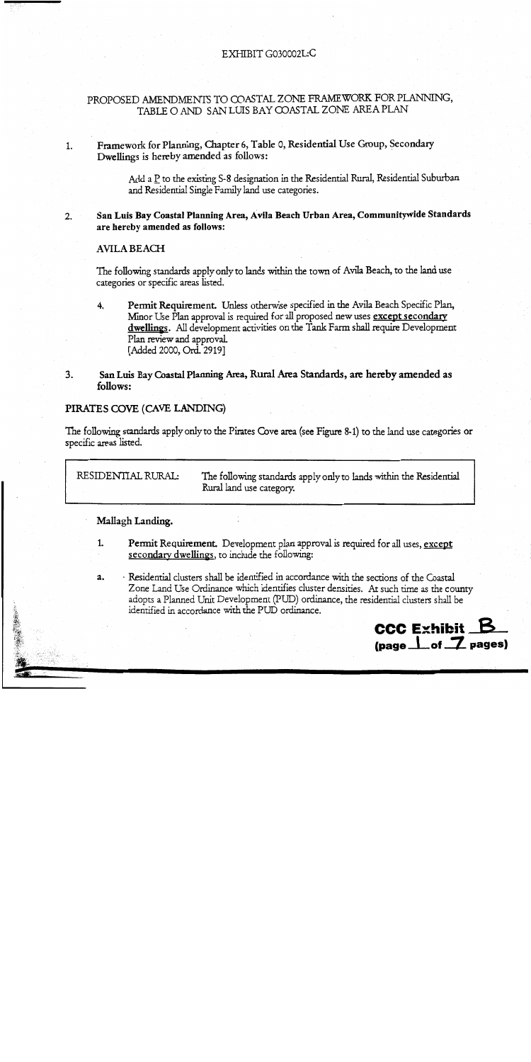EXHIBIT G030002L:C

PROPOSED AMENDMENTS TO COASTAL ZONE FRAMEWORK FOR PLANNING, TABLE O AND SAN LUIS BAY COASTAL ZONE AREA PLAN

1. **Framework for Planning, Chapter 6, Table O, Residential Use Group, Secondary Dwellings is hereby amended as follows:**

   Add a P to the existing S-8 designation in the Residential Rural, Residential Suburban and Residential Single Family land use categories.

2. **San Luis Bay Coastal Planning Area, Avila Beach Urban Area, Communitywide Standards are hereby amended as follows:**

   AVILA BEACH

   The following standards apply only to lands within the town of Avila Beach, to the land use categories or specific areas listed.

   4. **Permit Requirement.** Unless otherwise specified in the Avila Beach Specific Plan, Minor Use Plan approval is required for all proposed new uses **except secondary dwellings**. All development activities on the Tank Farm shall require Development Plan review and approval.
   [Added 2000, Ord. 2919]

3. **San Luis Bay Coastal Planning Area, Rural Area Standards, are hereby amended as follows:**

**PIRATES COVE (CAVE LANDING)**

The following standards apply only to the Pirates Cove area (see Figure 8-1) to the land use categories or specific areas listed.

| RESIDENTIAL RURAL: | The following standards apply only to lands within the Residential Rural land use category. |
|---|---|

**Mallagh Landing.**

1. **Permit Requirement.** Development plan approval is required for all uses, **except secondary dwellings**, to include the following:

a. Residential clusters shall be identified in accordance with the sections of the Coastal Zone Land Use Ordinance which identifies cluster densities. At such time as the county adopts a Planned Unit Development (PUD) ordinance, the residential clusters shall be identified in accordance with the PUD ordinance.

**CCC Exhibit B**
**(page 1 of 7 pages)**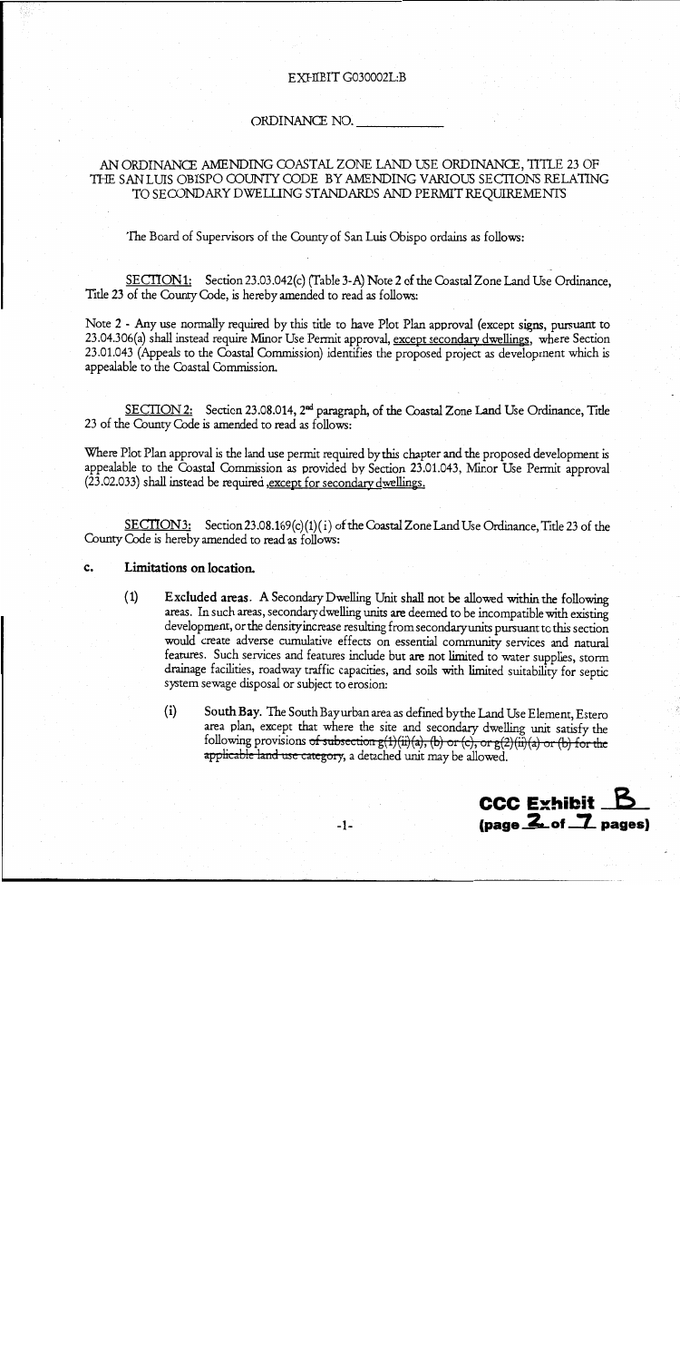EXHIBIT G030002L:B

ORDINANCE NO. _____________

AN ORDINANCE AMENDING COASTAL ZONE LAND USE ORDINANCE, TITLE 23 OF THE SAN LUIS OBISPO COUNTY CODE BY AMENDING VARIOUS SECTIONS RELATING TO SECONDARY DWELLING STANDARDS AND PERMIT REQUIREMENTS

The Board of Supervisors of the County of San Luis Obispo ordains as follows:

SECTION 1: Section 23.03.042(c) (Table 3-A) Note 2 of the Coastal Zone Land Use Ordinance, Title 23 of the County Code, is hereby amended to read as follows:

Note 2 - Any use normally required by this title to have Plot Plan approval (except signs, pursuant to 23.04.306(a) shall instead require Minor Use Permit approval, <u>except secondary dwellings</u>, where Section 23.01.043 (Appeals to the Coastal Commission) identifies the proposed project as development which is appealable to the Coastal Commission.

SECTION 2: Section 23.08.014, 2nd paragraph, of the Coastal Zone Land Use Ordinance, Title 23 of the County Code is amended to read as follows:

Where Plot Plan approval is the land use permit required by this chapter and the proposed development is appealable to the Coastal Commission as provided by Section 23.01.043, Minor Use Permit approval (23.02.033) shall instead be required <u>,except for secondary dwellings.</u>

SECTION 3: Section 23.08.169(c)(1)(i) of the Coastal Zone Land Use Ordinance, Title 23 of the County Code is hereby amended to read as follows:

**c. Limitations on location.**

(1) **Excluded areas**. A Secondary Dwelling Unit shall not be allowed within the following areas. In such areas, secondary dwelling units are deemed to be incompatible with existing development, or the density increase resulting from secondary units pursuant to this section would create adverse cumulative effects on essential community services and natural features. Such services and features include but are not limited to water supplies, storm drainage facilities, roadway traffic capacities, and soils with limited suitability for septic system sewage disposal or subject to erosion:

(i) **South Bay**. The South Bay urban area as defined by the Land Use Element, Estero area plan, except that where the site and secondary dwelling unit satisfy the following provisions ~~of subsection g(1)(ii)(a), (b) or (c), or g(2)(ii)(a) or (b) for the applicable land use category~~, a detached unit may be allowed.

**CCC Exhibit B**
**(page 2 of 7 pages)**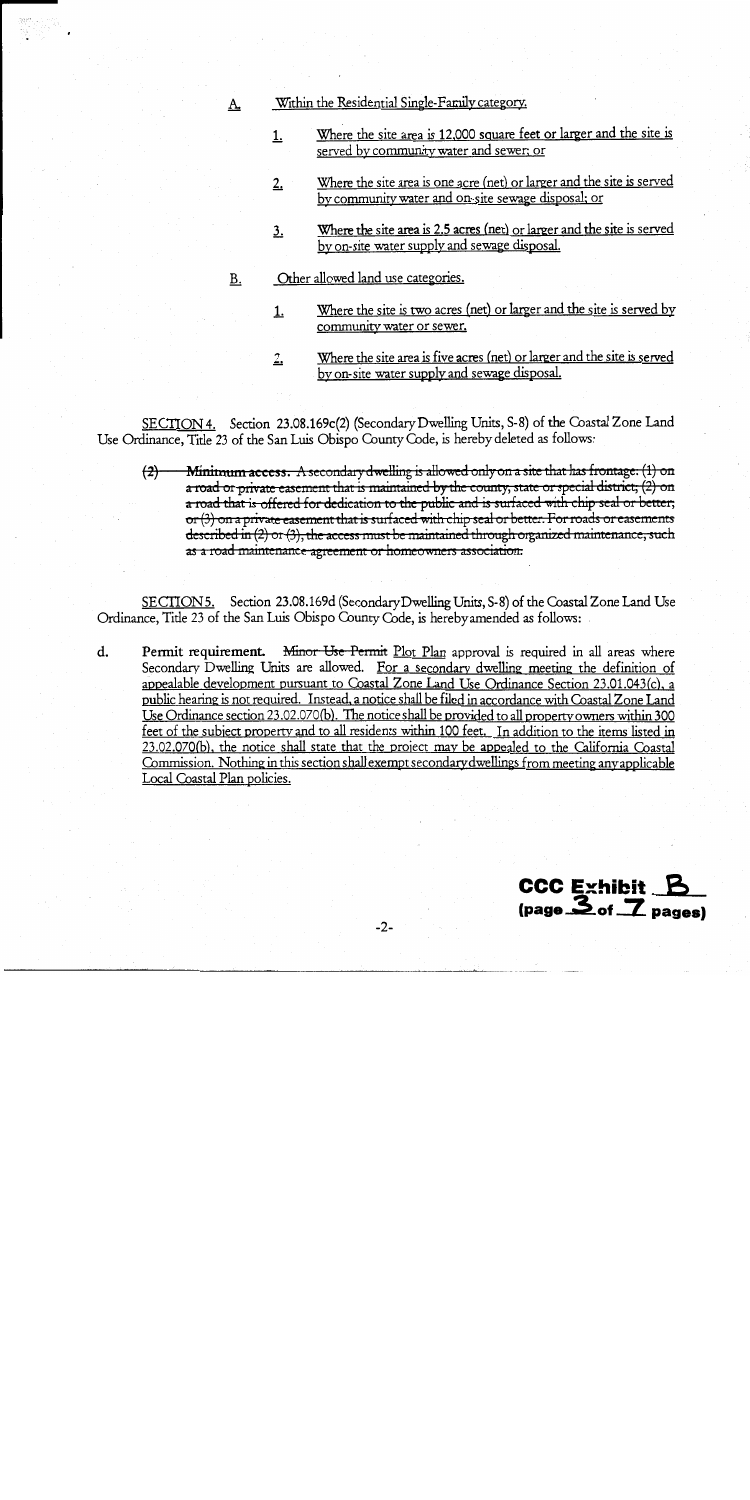A. Within the Residential Single-Family category.

1. Where the site area is 12,000 square feet or larger and the site is served by community water and sewer; or

2. Where the site area is one acre (net) or larger and the site is served by community water and on-site sewage disposal; or

3. Where the site area is 2.5 acres (net) or larger and the site is served by on-site water supply and sewage disposal.

B. Other allowed land use categories.

1. Where the site is two acres (net) or larger and the site is served by community water or sewer.

2. Where the site area is five acres (net) or larger and the site is served by on-site water supply and sewage disposal.

SECTION 4. Section 23.08.169c(2) (Secondary Dwelling Units, S-8) of the Coastal Zone Land Use Ordinance, Title 23 of the San Luis Obispo County Code, is hereby deleted as follows:

~~(2) Minimum access. A secondary dwelling is allowed only on a site that has frontage: (1) on a road or private easement that is maintained by the county, state or special district; (2) on a road that is offered for dedication to the public and is surfaced with chip seal or better; or (3) on a private easement that is surfaced with chip seal or better. For roads or easements described in (2) or (3), the access must be maintained through organized maintenance, such as a road maintenance agreement or homeowners association.~~

SECTION 5. Section 23.08.169d (Secondary Dwelling Units, S-8) of the Coastal Zone Land Use Ordinance, Title 23 of the San Luis Obispo County Code, is hereby amended as follows:

d. **Permit requirement.** ~~Minor Use Permit~~ Plot Plan approval is required in all areas where Secondary Dwelling Units are allowed. For a secondary dwelling meeting the definition of appealable development pursuant to Coastal Zone Land Use Ordinance Section 23.01.043(c), a public hearing is not required. Instead, a notice shall be filed in accordance with Coastal Zone Land Use Ordinance section 23.02.070(b). The notice shall be provided to all property owners within 300 feet of the subject property and to all residents within 100 feet. In addition to the items listed in 23.02.070(b), the notice shall state that the project may be appealed to the California Coastal Commission. Nothing in this section shall exempt secondary dwellings from meeting any applicable Local Coastal Plan policies.

CCC Exhibit B
(page 3 of 7 pages)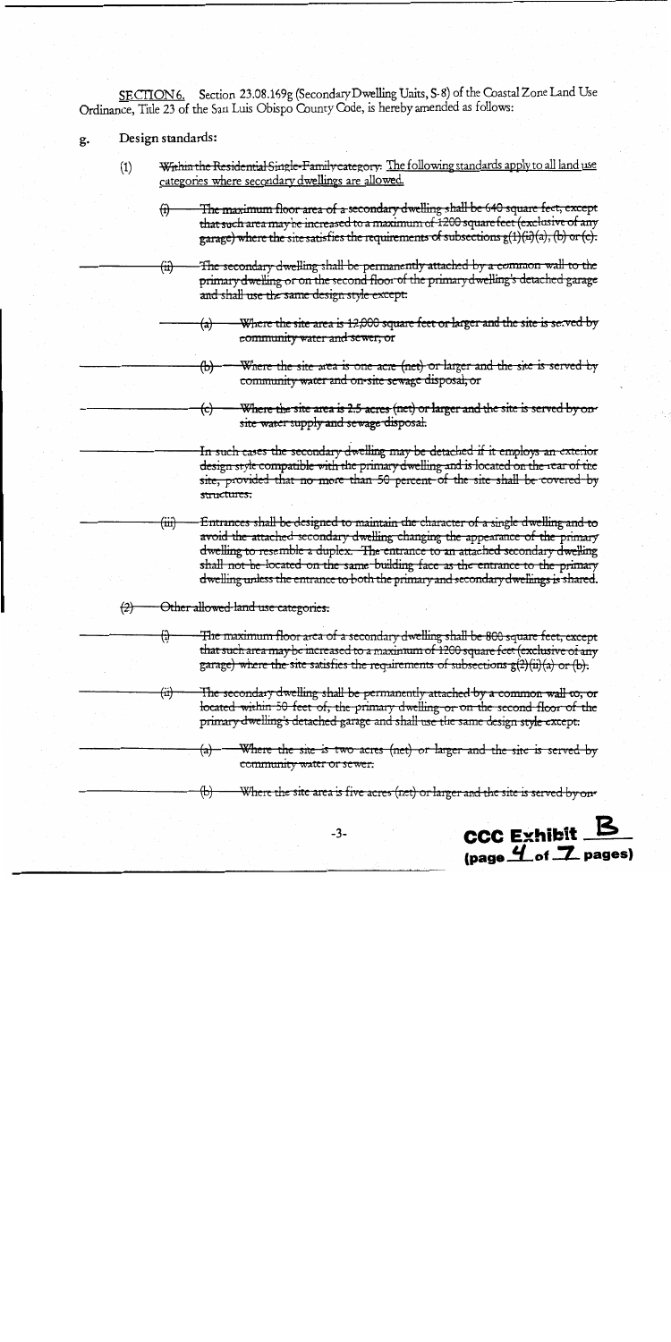SECTION 6. Section 23.08.169g (Secondary Dwelling Units, S-8) of the Coastal Zone Land Use Ordinance, Title 23 of the San Luis Obispo County Code, is hereby amended as follows:

g. Design standards:

(1) ~~Within the Residential Single-Family category:~~ The following standards apply to all land use categories where secondary dwellings are allowed.

~~(i) The maximum floor area of a secondary dwelling shall be 640 square feet, except that such area may be increased to a maximum of 1200 square feet (exclusive of any garage) where the site satisfies the requirements of subsections g(1)(ii)(a), (b) or (c).~~

~~(ii) The secondary dwelling shall be permanently attached by a common wall to the primary dwelling or on the second floor of the primary dwelling's detached garage and shall use the same design style except:~~

~~(a) Where the site area is 12,000 square feet or larger and the site is served by community water and sewer; or~~

~~(b) Where the site area is one acre (net) or larger and the site is served by community water and on-site sewage disposal; or~~

~~(c) Where the site area is 2.5 acres (net) or larger and the site is served by on-site water supply and sewage disposal.~~

~~In such cases the secondary dwelling may be detached if it employs an exterior design style compatible with the primary dwelling and is located on the rear of the site, provided that no more than 50 percent of the site shall be covered by structures.~~

~~(iii) Entrances shall be designed to maintain the character of a single dwelling and to avoid the attached secondary dwelling changing the appearance of the primary dwelling to resemble a duplex. The entrance to an attached secondary dwelling shall not be located on the same building face as the entrance to the primary dwelling unless the entrance to both the primary and secondary dwellings is shared.~~

~~(2) Other allowed land use categories.~~

~~(i) The maximum floor area of a secondary dwelling shall be 800 square feet, except that such area may be increased to a maximum of 1200 square feet (exclusive of any garage) where the site satisfies the requirements of subsections g(2)(ii)(a) or (b).~~

~~(ii) The secondary dwelling shall be permanently attached by a common wall to, or located within 50 feet of, the primary dwelling or on the second floor of the primary dwelling's detached garage and shall use the same design style except:~~

~~(a) Where the site is two acres (net) or larger and the site is served by community water or sewer.~~

~~(b) Where the site area is five acres (net) or larger and the site is served by on-~~

CCC Exhibit B
(page 4 of 7 pages)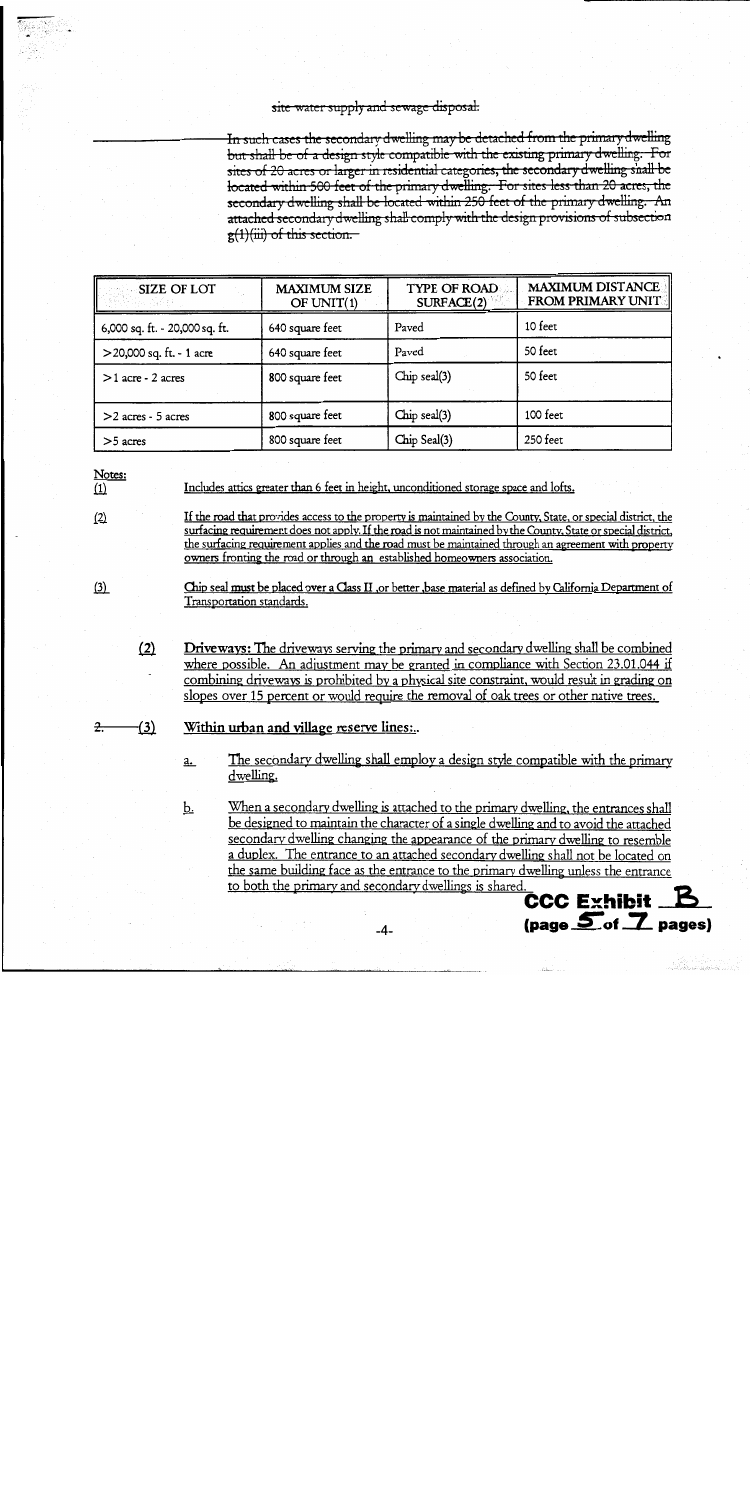~~site water supply and sewage disposal.~~

~~In such cases the secondary dwelling may be detached from the primary dwelling but shall be of a design style compatible with the existing primary dwelling. For sites of 20 acres or larger in residential categories, the secondary dwelling shall be located within 500 feet of the primary dwelling. For sites less than 20 acres, the secondary dwelling shall be located within 250 feet of the primary dwelling. An attached secondary dwelling shall comply with the design provisions of subsection g(1)(iii) of this section.~~

| SIZE OF LOT | MAXIMUM SIZE OF UNIT(1) | TYPE OF ROAD SURFACE(2) | MAXIMUM DISTANCE FROM PRIMARY UNIT |
|---|---|---|---|
| 6,000 sq. ft. - 20,000 sq. ft. | 640 square feet | Paved | 10 feet |
| >20,000 sq. ft. - 1 acre | 640 square feet | Paved | 50 feet |
| >1 acre - 2 acres | 800 square feet | Chip seal(3) | 50 feet |
| >2 acres - 5 acres | 800 square feet | Chip seal(3) | 100 feet |
| >5 acres | 800 square feet | Chip Seal(3) | 250 feet |

Notes:

(1) Includes attics greater than 6 feet in height, unconditioned storage space and lofts.

(2) If the road that provides access to the property is maintained by the County, State, or special district, the surfacing requirement does not apply. If the road is not maintained by the County, State or special district, the surfacing requirement applies and the road must be maintained through an agreement with property owners fronting the road or through an established homeowners association.

(3) Chip seal must be placed over a Class II ,or better ,base material as defined by California Department of Transportation standards.

(2) Driveways: The driveways serving the primary and secondary dwelling shall be combined where possible. An adjustment may be granted in compliance with Section 23.01.044 if combining driveways is prohibited by a physical site constraint, would result in grading on slopes over 15 percent or would require the removal of oak trees or other native trees.

~~2.~~ (3) Within urban and village reserve lines:.

a. The secondary dwelling shall employ a design style compatible with the primary dwelling.

b. When a secondary dwelling is attached to the primary dwelling, the entrances shall be designed to maintain the character of a single dwelling and to avoid the attached secondary dwelling changing the appearance of the primary dwelling to resemble a duplex. The entrance to an attached secondary dwelling shall not be located on the same building face as the entrance to the primary dwelling unless the entrance to both the primary and secondary dwellings is shared.

CCC Exhibit B
(page 5 of 7 pages)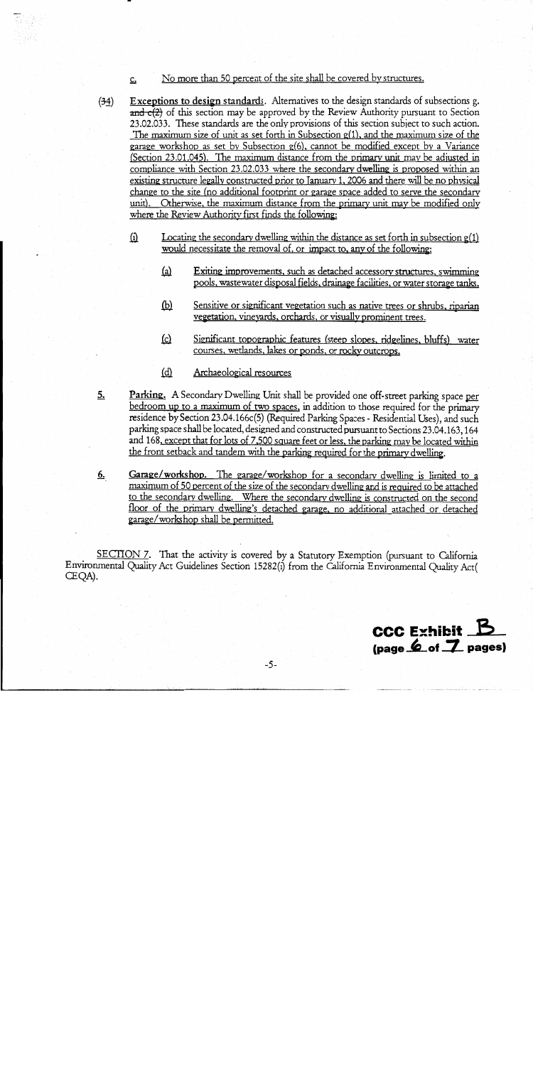c. No more than 50 percent of the site shall be covered by structures.

(34) **Exceptions to design standards**. Alternatives to the design standards of subsections g. ~~and c(2)~~ of this section may be approved by the Review Authority pursuant to Section 23.02.033. These standards are the only provisions of this section subject to such action. The maximum size of unit as set forth in Subsection g(1), and the maximum size of the garage workshop as set by Subsection g(6), cannot be modified except by a Variance (Section 23.01.045). The maximum distance from the primary unit may be adjusted in compliance with Section 23.02.033 where the secondary dwelling is proposed within an existing structure legally constructed prior to January 1, 2006 and there will be no physical change to the site (no additional footprint or garage space added to serve the secondary unit). Otherwise, the maximum distance from the primary unit may be modified only where the Review Authority first finds the following:

(i) Locating the secondary dwelling within the distance as set forth in subsection g(1) would necessitate the removal of, or impact to, any of the following:

(a) Exiting improvements, such as detached accessory structures, swimming pools, wastewater disposal fields, drainage facilities, or water storage tanks.

(b) Sensitive or significant vegetation such as native trees or shrubs, riparian vegetation, vineyards, orchards, or visually prominent trees.

(c) Significant topographic features (steep slopes, ridgelines, bluffs) water courses, wetlands, lakes or ponds, or rocky outcrops.

(d) Archaeological resources

5. **Parking.** A Secondary Dwelling Unit shall be provided one off-street parking space per bedroom up to a maximum of two spaces, in addition to those required for the primary residence by Section 23.04.166c(5) (Required Parking Spaces - Residential Uses), and such parking space shall be located, designed and constructed pursuant to Sections 23.04.163, 164 and 168, except that for lots of 7,500 square feet or less, the parking may be located within the front setback and tandem with the parking required for the primary dwelling.

6. **Garage/workshop.** The garage/workshop for a secondary dwelling is limited to a maximum of 50 percent of the size of the secondary dwelling and is required to be attached to the secondary dwelling. Where the secondary dwelling is constructed on the second floor of the primary dwelling's detached garage, no additional attached or detached garage/workshop shall be permitted.

SECTION 7. That the activity is covered by a Statutory Exemption (pursuant to California Environmental Quality Act Guidelines Section 15282(i) from the California Environmental Quality Act( CEQA).

**CCC Exhibit B**
**(page 6 of 7 pages)**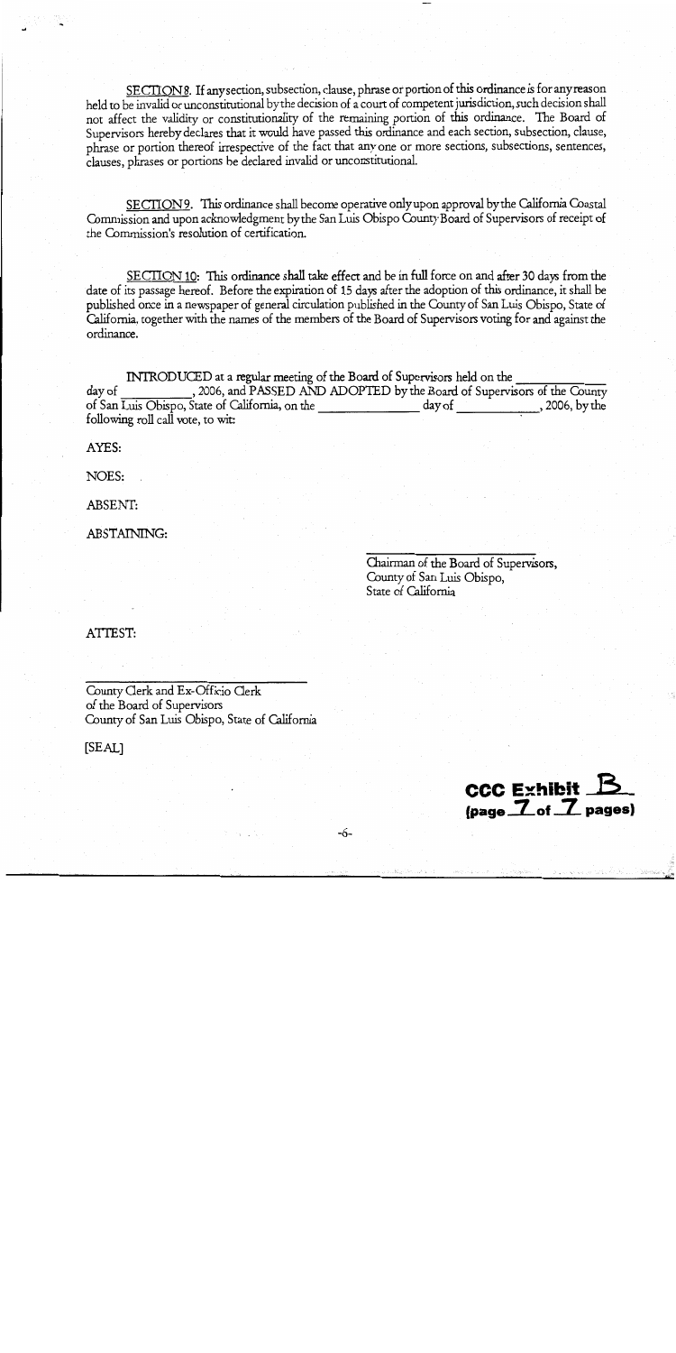SECTION 8. If any section, subsection, clause, phrase or portion of this ordinance is for any reason held to be invalid or unconstitutional by the decision of a court of competent jurisdiction, such decision shall not affect the validity or constitutionality of the remaining portion of this ordinance. The Board of Supervisors hereby declares that it would have passed this ordinance and each section, subsection, clause, phrase or portion thereof irrespective of the fact that any one or more sections, subsections, sentences, clauses, phrases or portions be declared invalid or unconstitutional.

SECTION 9. This ordinance shall become operative only upon approval by the California Coastal Commission and upon acknowledgment by the San Luis Obispo County Board of Supervisors of receipt of the Commission's resolution of certification.

SECTION 10: This ordinance shall take effect and be in full force on and after 30 days from the date of its passage hereof. Before the expiration of 15 days after the adoption of this ordinance, it shall be published once in a newspaper of general circulation published in the County of San Luis Obispo, State of California, together with the names of the members of the Board of Supervisors voting for and against the ordinance.

INTRODUCED at a regular meeting of the Board of Supervisors held on the ________ day of __________, 2006, and PASSED AND ADOPTED by the Board of Supervisors of the County of San Luis Obispo, State of California, on the ______________ day of ____________, 2006, by the following roll call vote, to wit:

AYES:

NOES:

ABSENT:

ABSTAINING:

______________________________
Chairman of the Board of Supervisors,
County of San Luis Obispo,
State of California

ATTEST:

______________________________
County Clerk and Ex-Officio Clerk
of the Board of Supervisors
County of San Luis Obispo, State of California

[SEAL]

**CCC Exhibit B**
**(page 7 of 7 pages)**